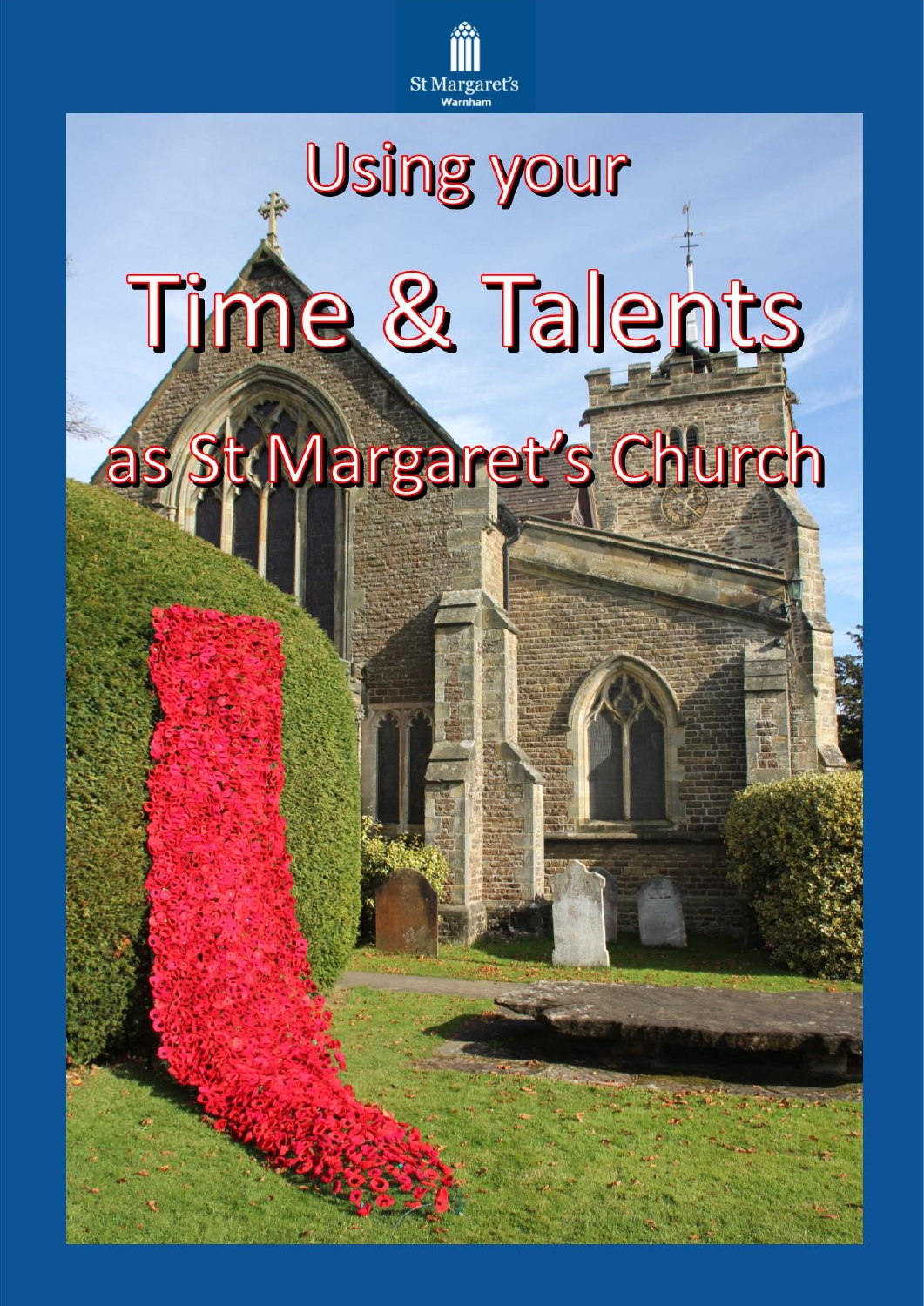St Margaret's
Warnham

# Using your

# Time & Talents

# as St Margaret's Church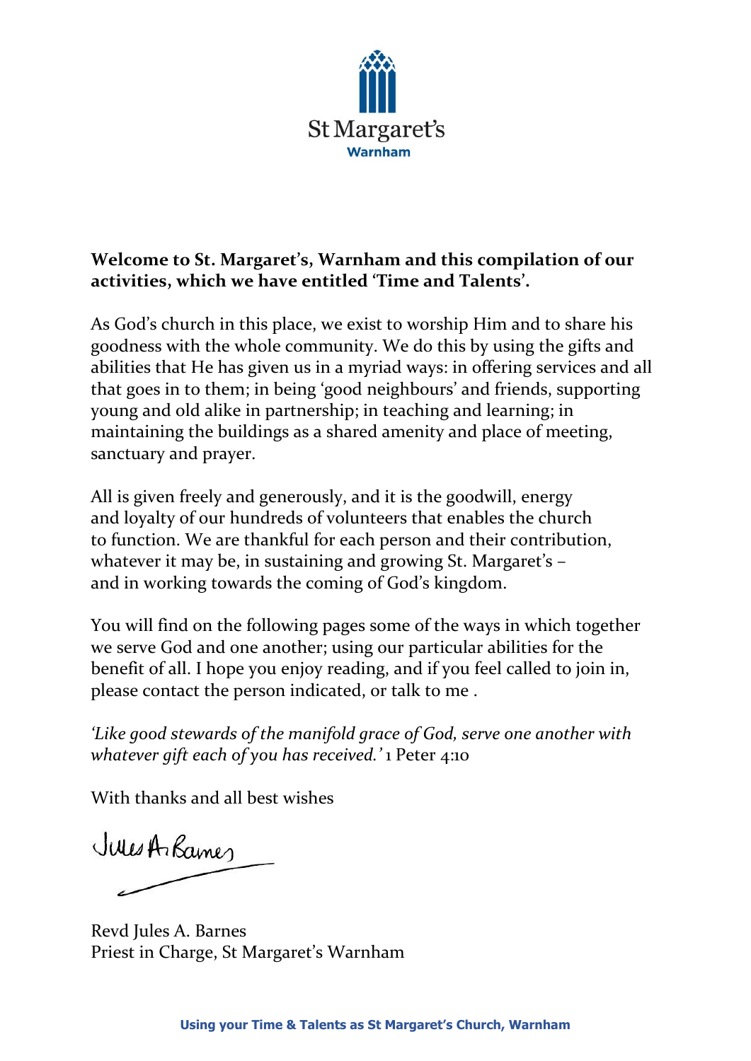St Margaret's
Warnham

**Welcome to St. Margaret's, Warnham and this compilation of our activities, which we have entitled 'Time and Talents'.**

As God's church in this place, we exist to worship Him and to share his goodness with the whole community. We do this by using the gifts and abilities that He has given us in a myriad ways: in offering services and all that goes in to them; in being 'good neighbours' and friends, supporting young and old alike in partnership; in teaching and learning; in maintaining the buildings as a shared amenity and place of meeting, sanctuary and prayer.

All is given freely and generously, and it is the goodwill, energy and loyalty of our hundreds of volunteers that enables the church to function. We are thankful for each person and their contribution, whatever it may be, in sustaining and growing St. Margaret's – and in working towards the coming of God's kingdom.

You will find on the following pages some of the ways in which together we serve God and one another; using our particular abilities for the benefit of all. I hope you enjoy reading, and if you feel called to join in, please contact the person indicated, or talk to me .

*'Like good stewards of the manifold grace of God, serve one another with whatever gift each of you has received.'* 1 Peter 4:10

With thanks and all best wishes

Jules A. Barnes

Revd Jules A. Barnes
Priest in Charge, St Margaret's Warnham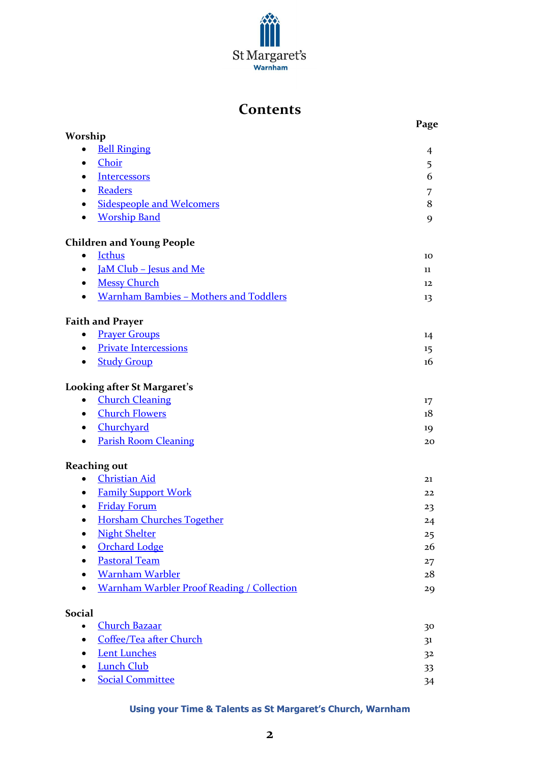St Margaret's
Warnham

# Contents

| | Page |
|---|---|
| **Worship** | |
| • Bell Ringing | 4 |
| • Choir | 5 |
| • Intercessors | 6 |
| • Readers | 7 |
| • Sidespeople and Welcomers | 8 |
| • Worship Band | 9 |
| **Children and Young People** | |
| • Icthus | 10 |
| • JaM Club – Jesus and Me | 11 |
| • Messy Church | 12 |
| • Warnham Bambies – Mothers and Toddlers | 13 |
| **Faith and Prayer** | |
| • Prayer Groups | 14 |
| • Private Intercessions | 15 |
| • Study Group | 16 |
| **Looking after St Margaret's** | |
| • Church Cleaning | 17 |
| • Church Flowers | 18 |
| • Churchyard | 19 |
| • Parish Room Cleaning | 20 |
| **Reaching out** | |
| • Christian Aid | 21 |
| • Family Support Work | 22 |
| • Friday Forum | 23 |
| • Horsham Churches Together | 24 |
| • Night Shelter | 25 |
| • Orchard Lodge | 26 |
| • Pastoral Team | 27 |
| • Warnham Warbler | 28 |
| • Warnham Warbler Proof Reading / Collection | 29 |
| **Social** | |
| • Church Bazaar | 30 |
| • Coffee/Tea after Church | 31 |
| • Lent Lunches | 32 |
| • Lunch Club | 33 |
| • Social Committee | 34 |

**Using your Time & Talents as St Margaret's Church, Warnham**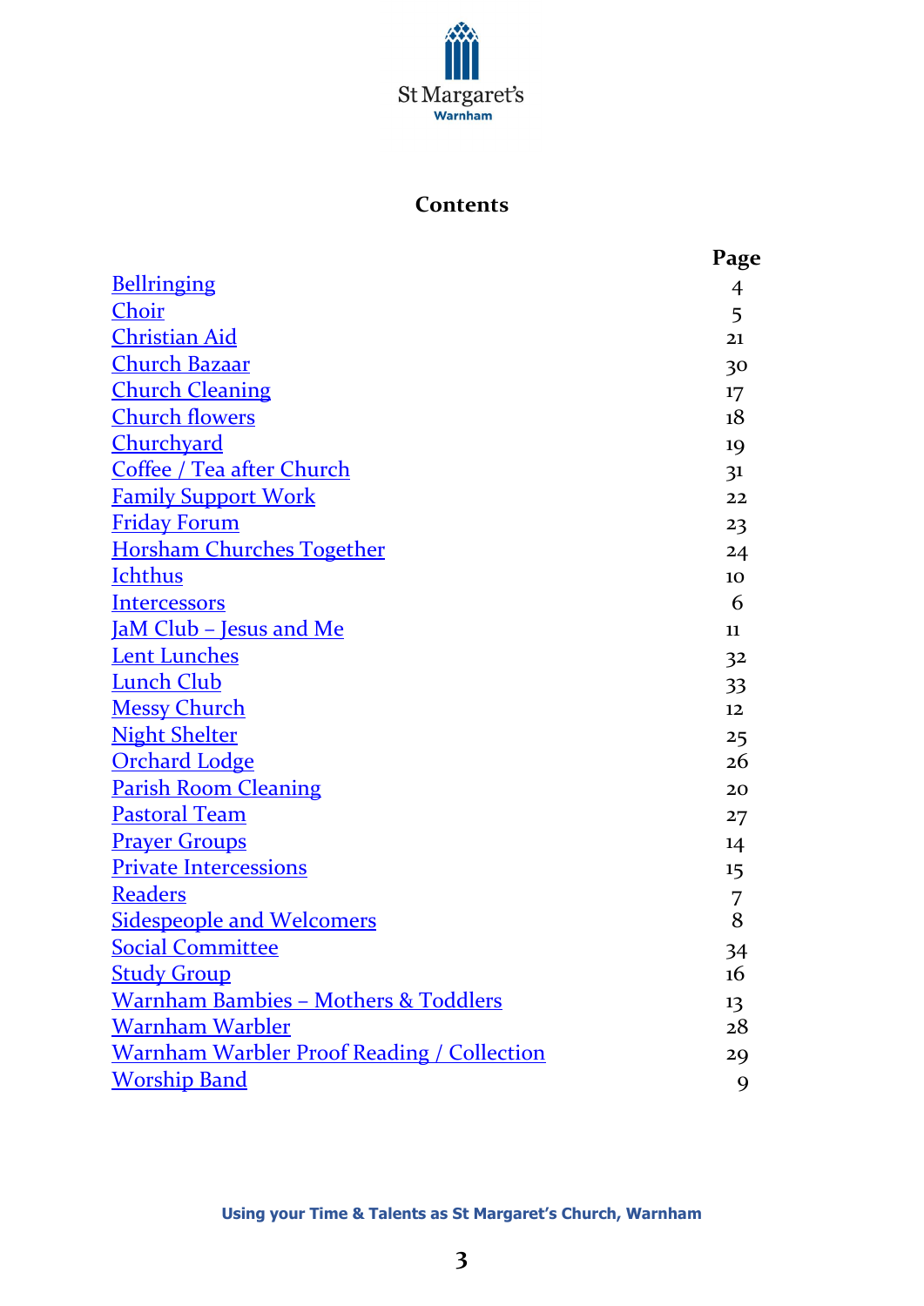St Margaret's
Warnham

## Contents

| | Page |
|---|---|
| Bellringing | 4 |
| Choir | 5 |
| Christian Aid | 21 |
| Church Bazaar | 30 |
| Church Cleaning | 17 |
| Church flowers | 18 |
| Churchyard | 19 |
| Coffee / Tea after Church | 31 |
| Family Support Work | 22 |
| Friday Forum | 23 |
| Horsham Churches Together | 24 |
| Ichthus | 10 |
| Intercessors | 6 |
| JaM Club – Jesus and Me | 11 |
| Lent Lunches | 32 |
| Lunch Club | 33 |
| Messy Church | 12 |
| Night Shelter | 25 |
| Orchard Lodge | 26 |
| Parish Room Cleaning | 20 |
| Pastoral Team | 27 |
| Prayer Groups | 14 |
| Private Intercessions | 15 |
| Readers | 7 |
| Sidespeople and Welcomers | 8 |
| Social Committee | 34 |
| Study Group | 16 |
| Warnham Bambies – Mothers & Toddlers | 13 |
| Warnham Warbler | 28 |
| Warnham Warbler Proof Reading / Collection | 29 |
| Worship Band | 9 |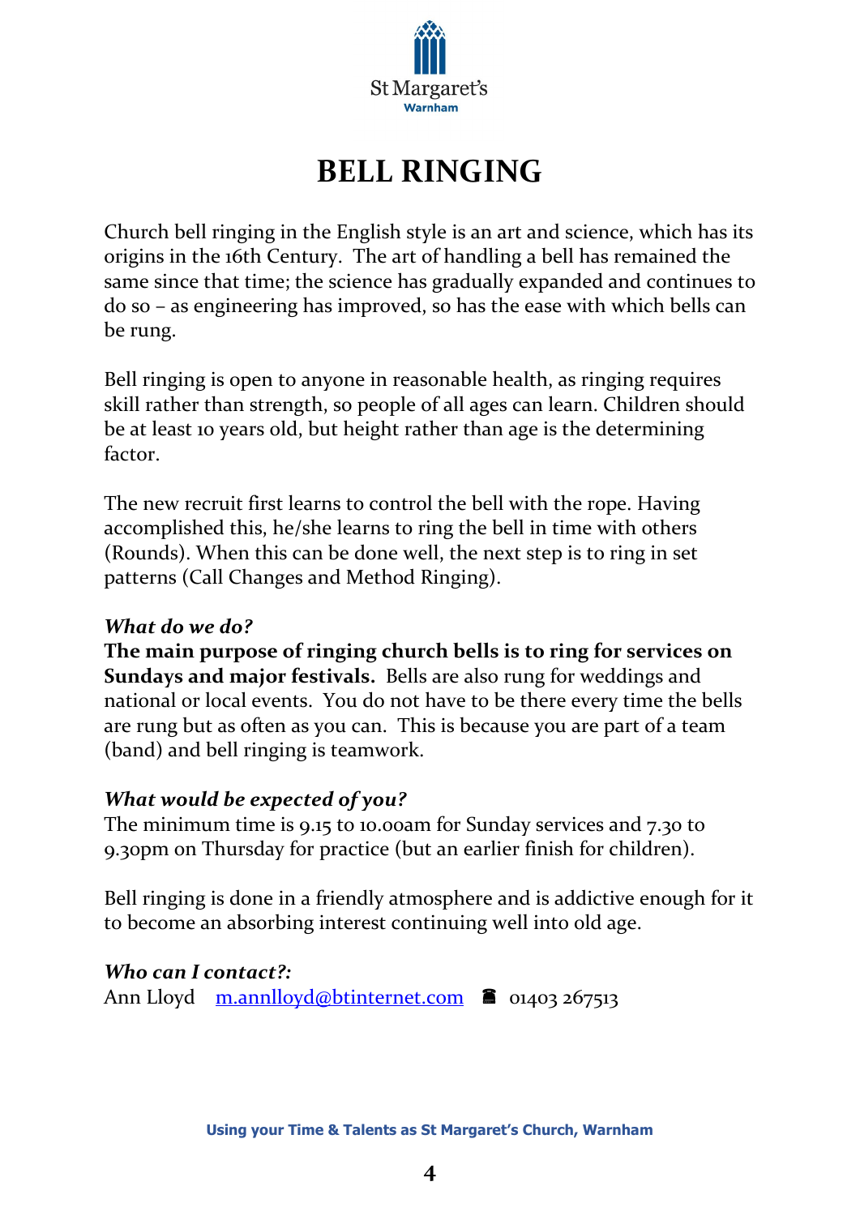St Margaret's
Warnham

# BELL RINGING

Church bell ringing in the English style is an art and science, which has its origins in the 16th Century. The art of handling a bell has remained the same since that time; the science has gradually expanded and continues to do so – as engineering has improved, so has the ease with which bells can be rung.

Bell ringing is open to anyone in reasonable health, as ringing requires skill rather than strength, so people of all ages can learn. Children should be at least 10 years old, but height rather than age is the determining factor.

The new recruit first learns to control the bell with the rope. Having accomplished this, he/she learns to ring the bell in time with others (Rounds). When this can be done well, the next step is to ring in set patterns (Call Changes and Method Ringing).

***What do we do?***

**The main purpose of ringing church bells is to ring for services on Sundays and major festivals.** Bells are also rung for weddings and national or local events. You do not have to be there every time the bells are rung but as often as you can. This is because you are part of a team (band) and bell ringing is teamwork.

***What would be expected of you?***

The minimum time is 9.15 to 10.00am for Sunday services and 7.30 to 9.30pm on Thursday for practice (but an earlier finish for children).

Bell ringing is done in a friendly atmosphere and is addictive enough for it to become an absorbing interest continuing well into old age.

***Who can I contact?:***

Ann Lloyd m.annlloyd@btinternet.com ☎ 01403 267513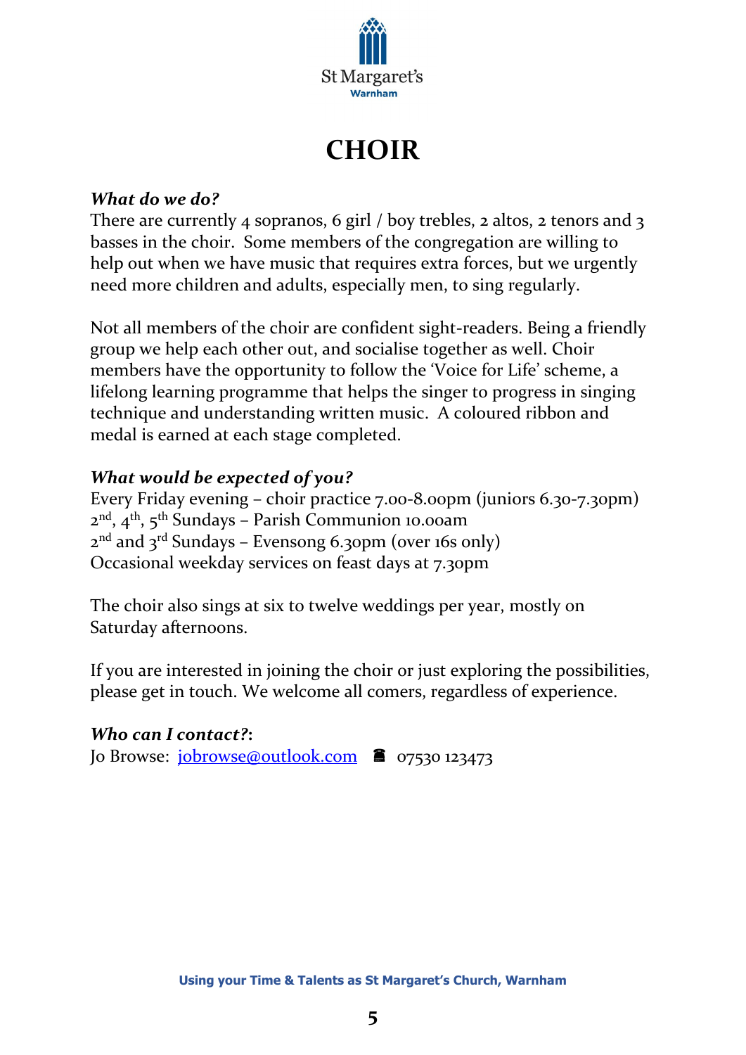St Margaret's
Warnham

# CHOIR

### *What do we do?*

There are currently 4 sopranos, 6 girl / boy trebles, 2 altos, 2 tenors and 3 basses in the choir. Some members of the congregation are willing to help out when we have music that requires extra forces, but we urgently need more children and adults, especially men, to sing regularly.

Not all members of the choir are confident sight-readers. Being a friendly group we help each other out, and socialise together as well. Choir members have the opportunity to follow the 'Voice for Life' scheme, a lifelong learning programme that helps the singer to progress in singing technique and understanding written music. A coloured ribbon and medal is earned at each stage completed.

### *What would be expected of you?*

Every Friday evening – choir practice 7.00-8.00pm (juniors 6.30-7.30pm)
2nd, 4th, 5th Sundays – Parish Communion 10.00am
2nd and 3rd Sundays – Evensong 6.30pm (over 16s only)
Occasional weekday services on feast days at 7.30pm

The choir also sings at six to twelve weddings per year, mostly on Saturday afternoons.

If you are interested in joining the choir or just exploring the possibilities, please get in touch. We welcome all comers, regardless of experience.

### *Who can I contact?*:

Jo Browse: jobrowse@outlook.com ☎ 07530 123473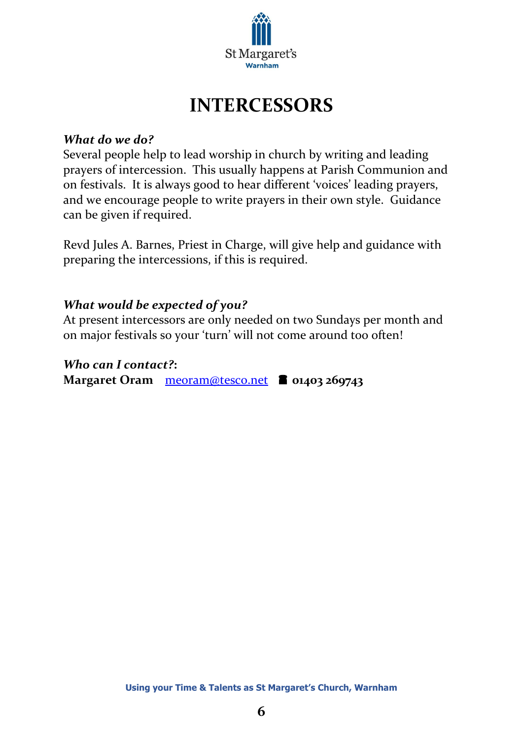# INTERCESSORS

***What do we do?***

Several people help to lead worship in church by writing and leading prayers of intercession. This usually happens at Parish Communion and on festivals. It is always good to hear different 'voices' leading prayers, and we encourage people to write prayers in their own style. Guidance can be given if required.

Revd Jules A. Barnes, Priest in Charge, will give help and guidance with preparing the intercessions, if this is required.

***What would be expected of you?***

At present intercessors are only needed on two Sundays per month and on major festivals so your 'turn' will not come around too often!

***Who can I contact?*:**

**Margaret Oram** meoram@tesco.net ☎ **01403 269743**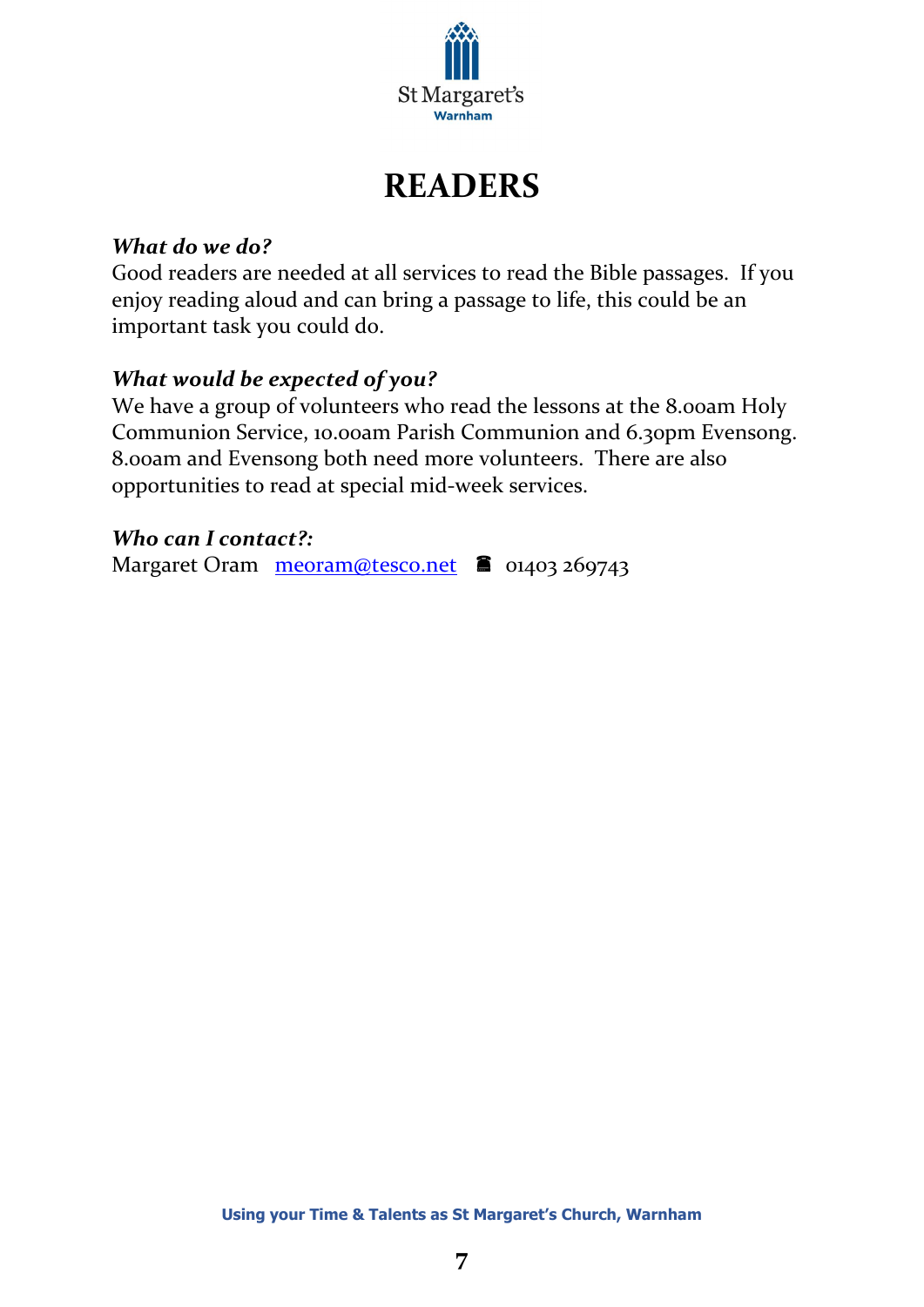# READERS

***What do we do?***

Good readers are needed at all services to read the Bible passages. If you enjoy reading aloud and can bring a passage to life, this could be an important task you could do.

***What would be expected of you?***

We have a group of volunteers who read the lessons at the 8.00am Holy Communion Service, 10.00am Parish Communion and 6.30pm Evensong. 8.00am and Evensong both need more volunteers. There are also opportunities to read at special mid-week services.

***Who can I contact?:***

Margaret Oram [meoram@tesco.net](mailto:meoram@tesco.net) ☎ 01403 269743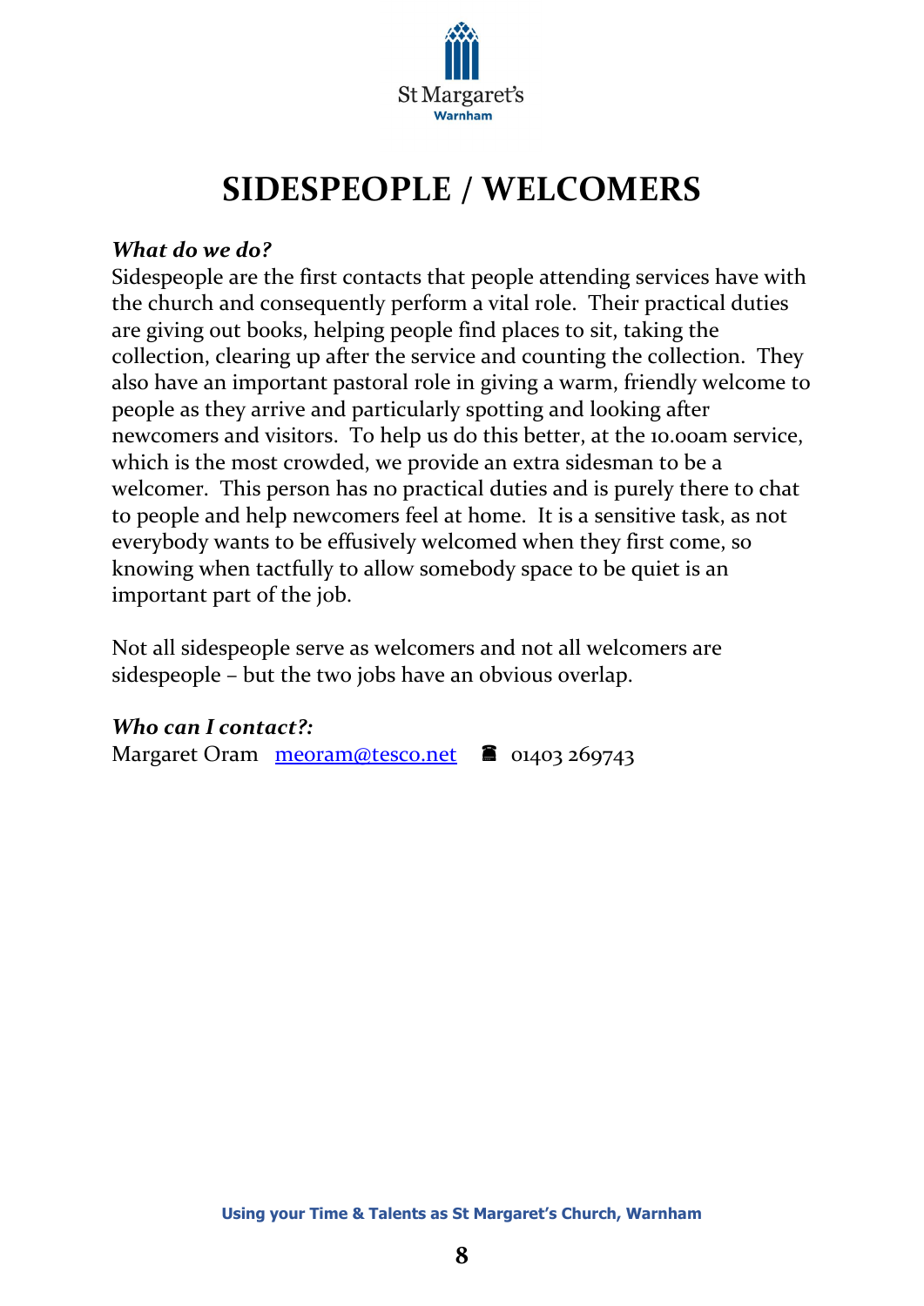# SIDESPEOPLE / WELCOMERS

***What do we do?***

Sidespeople are the first contacts that people attending services have with the church and consequently perform a vital role. Their practical duties are giving out books, helping people find places to sit, taking the collection, clearing up after the service and counting the collection. They also have an important pastoral role in giving a warm, friendly welcome to people as they arrive and particularly spotting and looking after newcomers and visitors. To help us do this better, at the 10.00am service, which is the most crowded, we provide an extra sidesman to be a welcomer. This person has no practical duties and is purely there to chat to people and help newcomers feel at home. It is a sensitive task, as not everybody wants to be effusively welcomed when they first come, so knowing when tactfully to allow somebody space to be quiet is an important part of the job.

Not all sidespeople serve as welcomers and not all welcomers are sidespeople – but the two jobs have an obvious overlap.

***Who can I contact?:***

Margaret Oram [meoram@tesco.net](mailto:meoram@tesco.net) ☎ 01403 269743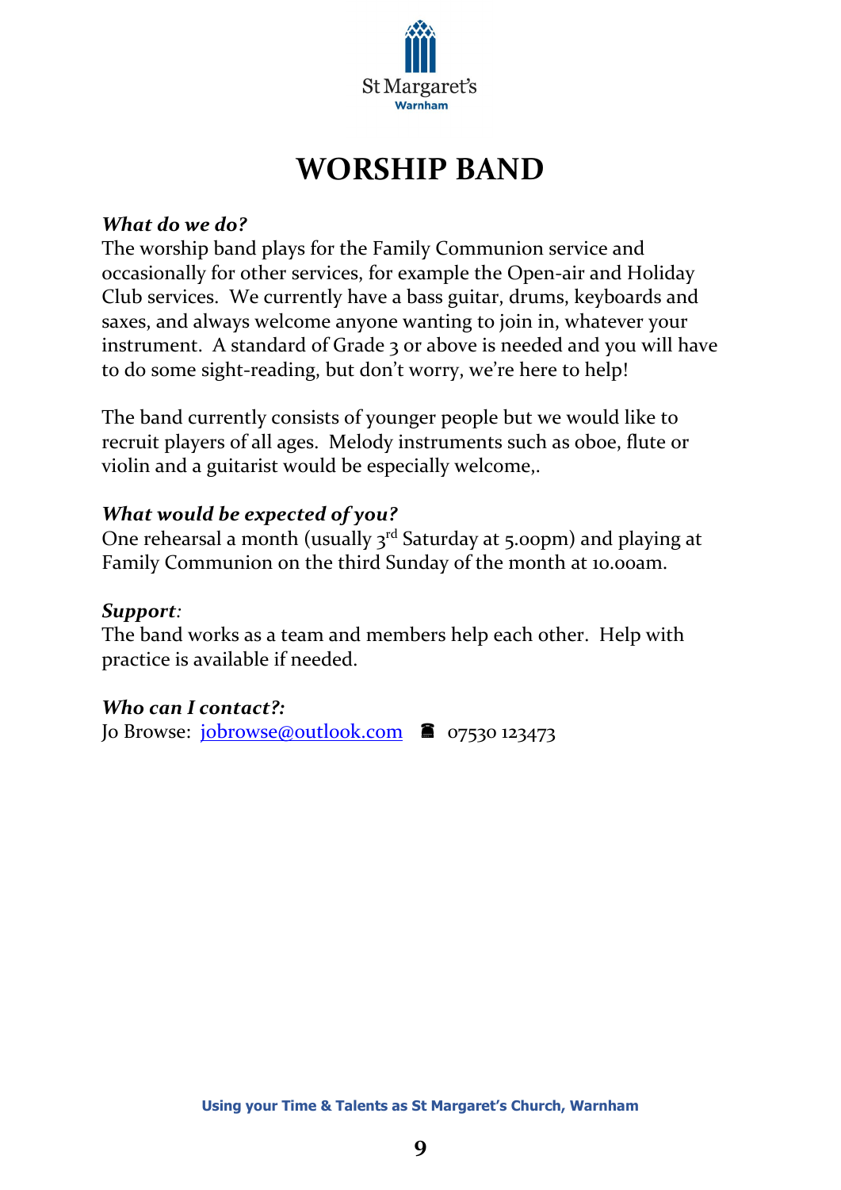# WORSHIP BAND

***What do we do?***

The worship band plays for the Family Communion service and occasionally for other services, for example the Open-air and Holiday Club services. We currently have a bass guitar, drums, keyboards and saxes, and always welcome anyone wanting to join in, whatever your instrument. A standard of Grade 3 or above is needed and you will have to do some sight-reading, but don't worry, we're here to help!

The band currently consists of younger people but we would like to recruit players of all ages. Melody instruments such as oboe, flute or violin and a guitarist would be especially welcome,.

***What would be expected of you?***

One rehearsal a month (usually 3rd Saturday at 5.00pm) and playing at Family Communion on the third Sunday of the month at 10.00am.

***Support:***

The band works as a team and members help each other. Help with practice is available if needed.

***Who can I contact?:***

Jo Browse: jobrowse@outlook.com ☎ 07530 123473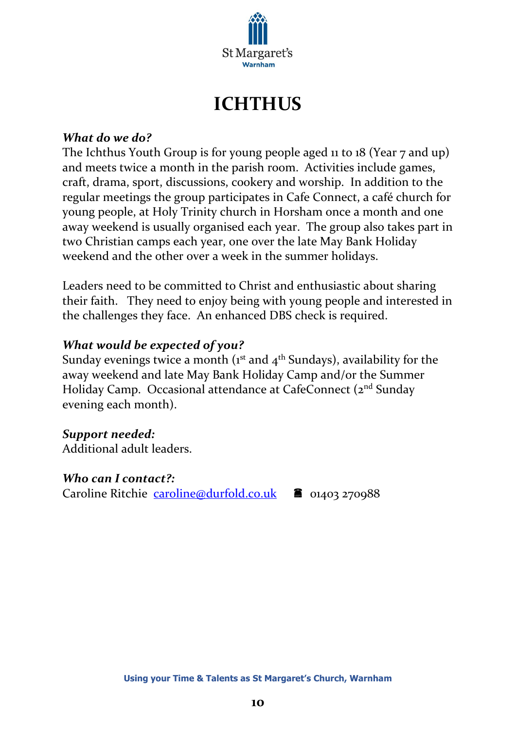St Margaret's
Warnham

# ICHTHUS

***What do we do?***

The Ichthus Youth Group is for young people aged 11 to 18 (Year 7 and up) and meets twice a month in the parish room. Activities include games, craft, drama, sport, discussions, cookery and worship. In addition to the regular meetings the group participates in Cafe Connect, a café church for young people, at Holy Trinity church in Horsham once a month and one away weekend is usually organised each year. The group also takes part in two Christian camps each year, one over the late May Bank Holiday weekend and the other over a week in the summer holidays.

Leaders need to be committed to Christ and enthusiastic about sharing their faith. They need to enjoy being with young people and interested in the challenges they face. An enhanced DBS check is required.

***What would be expected of you?***

Sunday evenings twice a month (1st and 4th Sundays), availability for the away weekend and late May Bank Holiday Camp and/or the Summer Holiday Camp. Occasional attendance at CafeConnect (2nd Sunday evening each month).

***Support needed:***

Additional adult leaders.

***Who can I contact?:***

Caroline Ritchie caroline@durfold.co.uk ☎ 01403 270988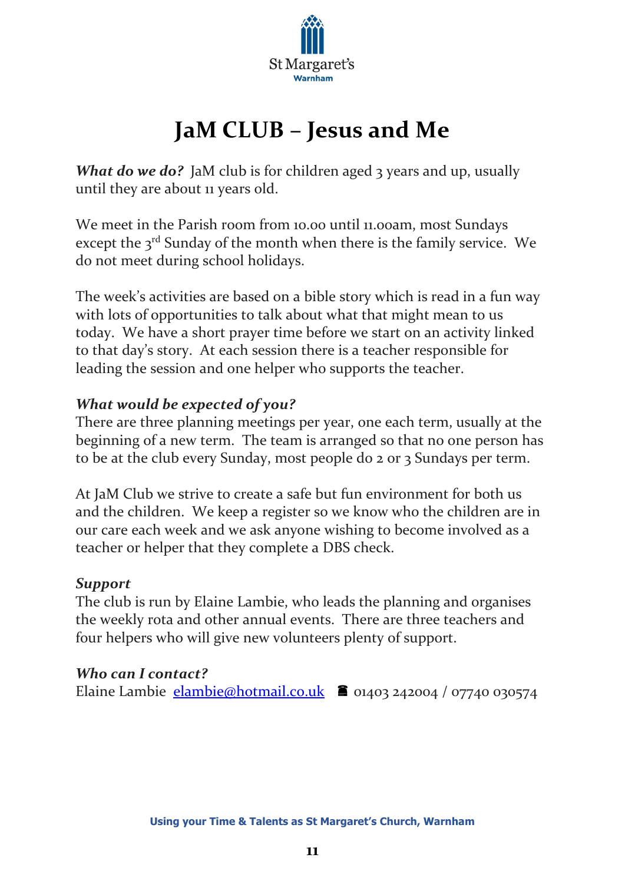# JaM CLUB – Jesus and Me

***What do we do?*** JaM club is for children aged 3 years and up, usually until they are about 11 years old.

We meet in the Parish room from 10.00 until 11.00am, most Sundays except the 3rd Sunday of the month when there is the family service. We do not meet during school holidays.

The week's activities are based on a bible story which is read in a fun way with lots of opportunities to talk about what that might mean to us today. We have a short prayer time before we start on an activity linked to that day's story. At each session there is a teacher responsible for leading the session and one helper who supports the teacher.

***What would be expected of you?***

There are three planning meetings per year, one each term, usually at the beginning of a new term. The team is arranged so that no one person has to be at the club every Sunday, most people do 2 or 3 Sundays per term.

At JaM Club we strive to create a safe but fun environment for both us and the children. We keep a register so we know who the children are in our care each week and we ask anyone wishing to become involved as a teacher or helper that they complete a DBS check.

***Support***

The club is run by Elaine Lambie, who leads the planning and organises the weekly rota and other annual events. There are three teachers and four helpers who will give new volunteers plenty of support.

***Who can I contact?***

Elaine Lambie elambie@hotmail.co.uk ☎ 01403 242004 / 07740 030574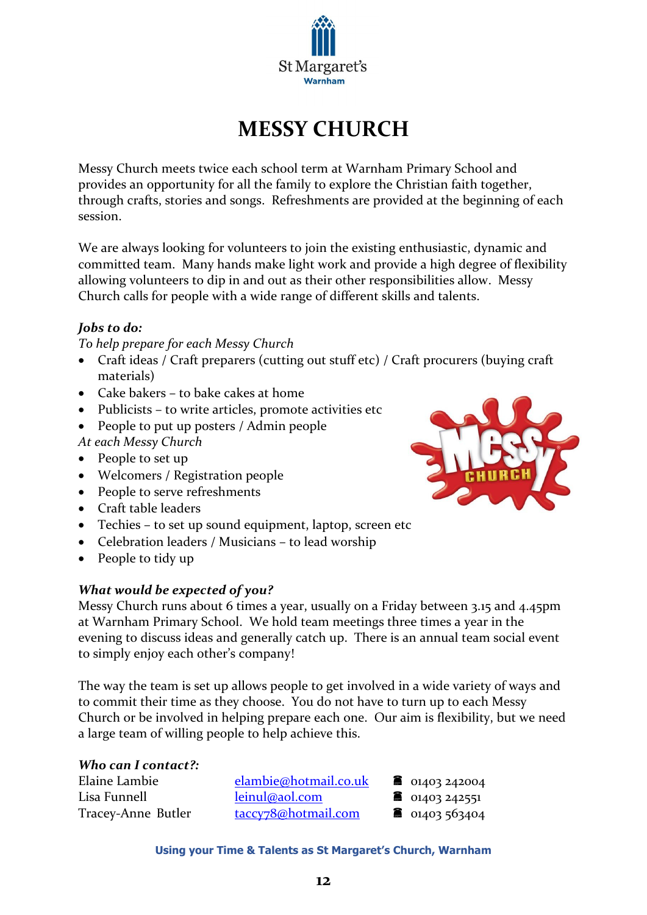St Margaret's
Warnham

# MESSY CHURCH

Messy Church meets twice each school term at Warnham Primary School and provides an opportunity for all the family to explore the Christian faith together, through crafts, stories and songs. Refreshments are provided at the beginning of each session.

We are always looking for volunteers to join the existing enthusiastic, dynamic and committed team. Many hands make light work and provide a high degree of flexibility allowing volunteers to dip in and out as their other responsibilities allow. Messy Church calls for people with a wide range of different skills and talents.

***Jobs to do:***

*To help prepare for each Messy Church*

- Craft ideas / Craft preparers (cutting out stuff etc) / Craft procurers (buying craft materials)
- Cake bakers – to bake cakes at home
- Publicists – to write articles, promote activities etc
- People to put up posters / Admin people

*At each Messy Church*

- People to set up
- Welcomers / Registration people
- People to serve refreshments
- Craft table leaders
- Techies – to set up sound equipment, laptop, screen etc
- Celebration leaders / Musicians – to lead worship
- People to tidy up

***What would be expected of you?***

Messy Church runs about 6 times a year, usually on a Friday between 3.15 and 4.45pm at Warnham Primary School. We hold team meetings three times a year in the evening to discuss ideas and generally catch up. There is an annual team social event to simply enjoy each other's company!

The way the team is set up allows people to get involved in a wide variety of ways and to commit their time as they choose. You do not have to turn up to each Messy Church or be involved in helping prepare each one. Our aim is flexibility, but we need a large team of willing people to help achieve this.

***Who can I contact?:***

| | | |
|---|---|---|
| Elaine Lambie | elambie@hotmail.co.uk | ☎ 01403 242004 |
| Lisa Funnell | leinul@aol.com | ☎ 01403 242551 |
| Tracey-Anne Butler | taccy78@hotmail.com | ☎ 01403 563404 |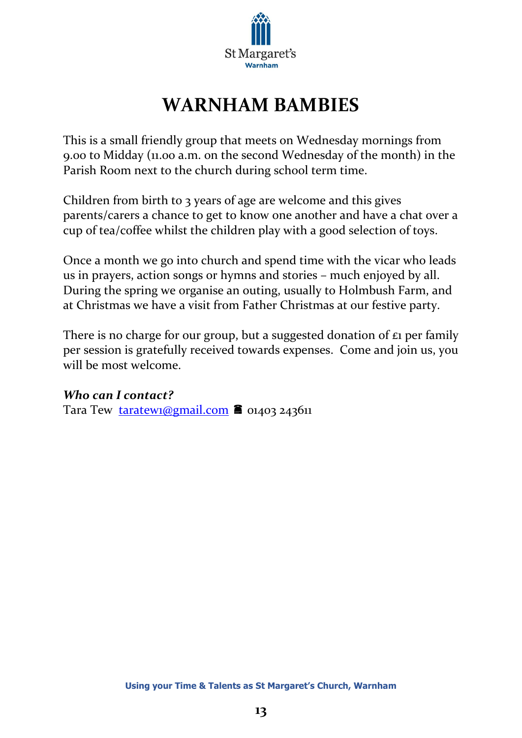# WARNHAM BAMBIES

This is a small friendly group that meets on Wednesday mornings from 9.00 to Midday (11.00 a.m. on the second Wednesday of the month) in the Parish Room next to the church during school term time.

Children from birth to 3 years of age are welcome and this gives parents/carers a chance to get to know one another and have a chat over a cup of tea/coffee whilst the children play with a good selection of toys.

Once a month we go into church and spend time with the vicar who leads us in prayers, action songs or hymns and stories – much enjoyed by all. During the spring we organise an outing, usually to Holmbush Farm, and at Christmas we have a visit from Father Christmas at our festive party.

There is no charge for our group, but a suggested donation of £1 per family per session is gratefully received towards expenses. Come and join us, you will be most welcome.

***Who can I contact?***

Tara Tew taratew1@gmail.com ☎ 01403 243611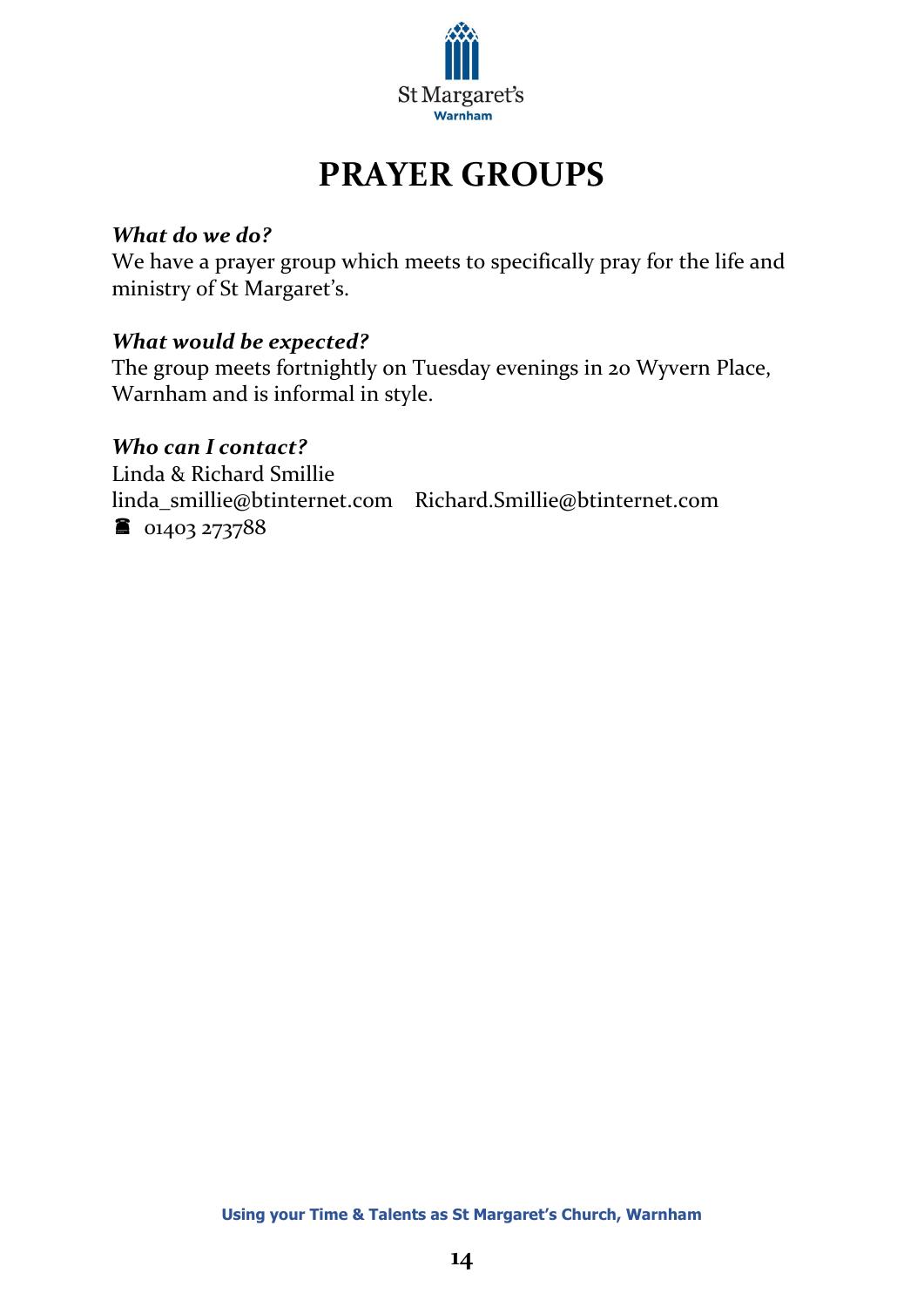# PRAYER GROUPS

***What do we do?***

We have a prayer group which meets to specifically pray for the life and ministry of St Margaret's.

***What would be expected?***

The group meets fortnightly on Tuesday evenings in 20 Wyvern Place, Warnham and is informal in style.

***Who can I contact?***

Linda & Richard Smillie
linda_smillie@btinternet.com    Richard.Smillie@btinternet.com
☎ 01403 273788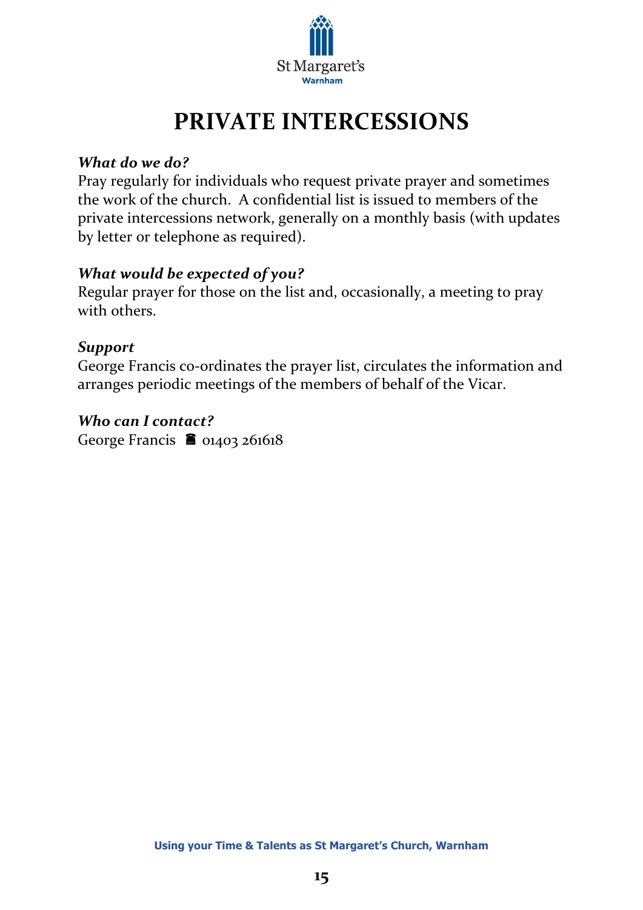St Margaret's
Warnham

# PRIVATE INTERCESSIONS

***What do we do?***
Pray regularly for individuals who request private prayer and sometimes the work of the church. A confidential list is issued to members of the private intercessions network, generally on a monthly basis (with updates by letter or telephone as required).

***What would be expected of you?***
Regular prayer for those on the list and, occasionally, a meeting to pray with others.

***Support***
George Francis co-ordinates the prayer list, circulates the information and arranges periodic meetings of the members of behalf of the Vicar.

***Who can I contact?***
George Francis ☎ 01403 261618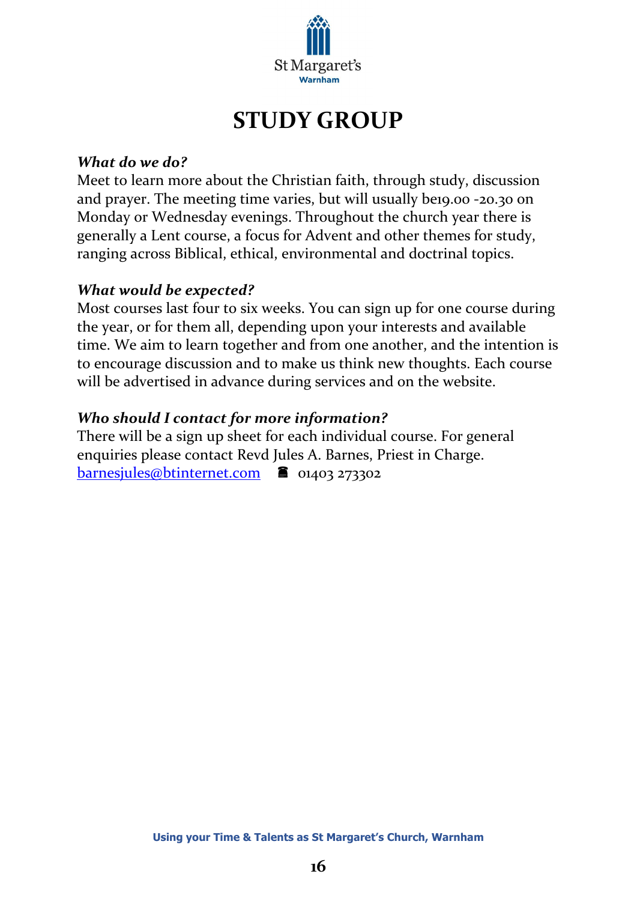St Margaret's
Warnham

# STUDY GROUP

***What do we do?***

Meet to learn more about the Christian faith, through study, discussion and prayer. The meeting time varies, but will usually be19.00 -20.30 on Monday or Wednesday evenings. Throughout the church year there is generally a Lent course, a focus for Advent and other themes for study, ranging across Biblical, ethical, environmental and doctrinal topics.

***What would be expected?***

Most courses last four to six weeks. You can sign up for one course during the year, or for them all, depending upon your interests and available time. We aim to learn together and from one another, and the intention is to encourage discussion and to make us think new thoughts. Each course will be advertised in advance during services and on the website.

***Who should I contact for more information?***

There will be a sign up sheet for each individual course. For general enquiries please contact Revd Jules A. Barnes, Priest in Charge.
barnesjules@btinternet.com ☎ 01403 273302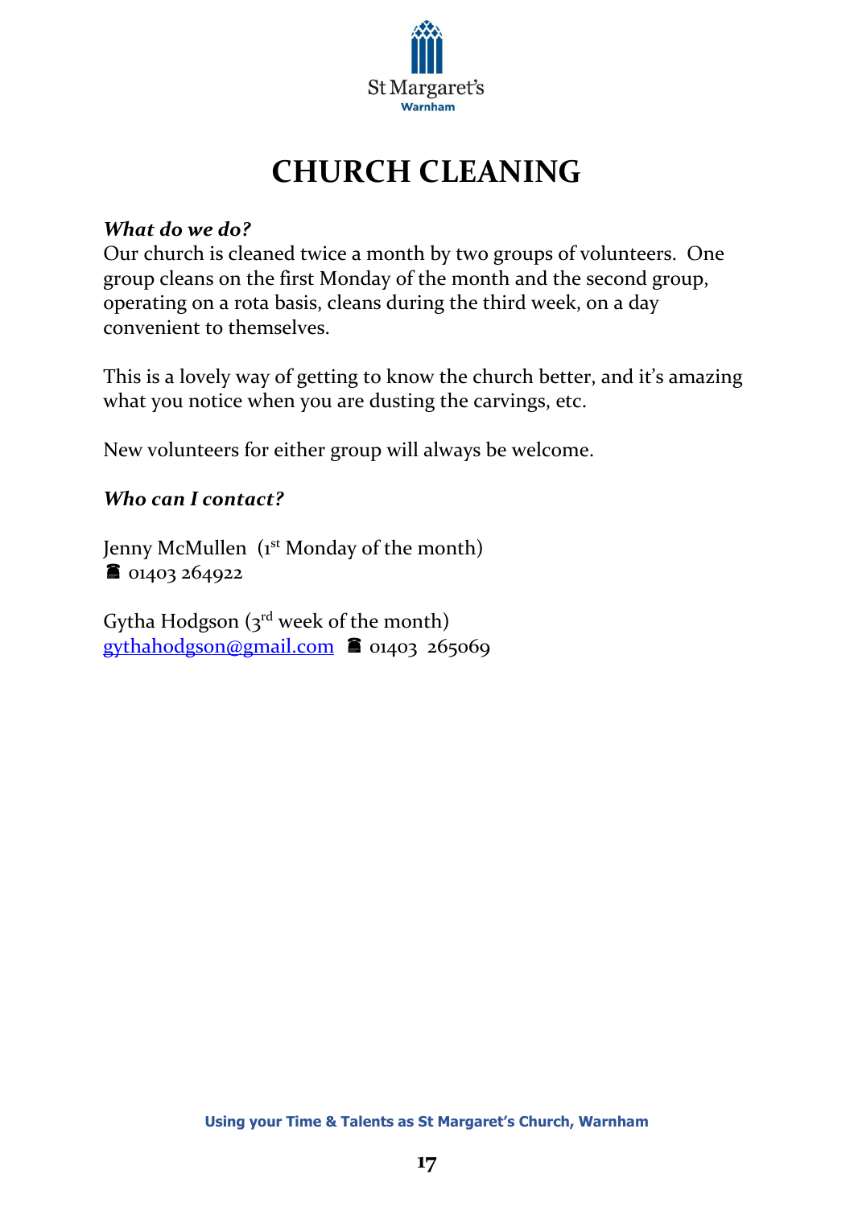St Margaret's
Warnham

# CHURCH CLEANING

***What do we do?***

Our church is cleaned twice a month by two groups of volunteers. One group cleans on the first Monday of the month and the second group, operating on a rota basis, cleans during the third week, on a day convenient to themselves.

This is a lovely way of getting to know the church better, and it's amazing what you notice when you are dusting the carvings, etc.

New volunteers for either group will always be welcome.

***Who can I contact?***

Jenny McMullen (1st Monday of the month)
☎ 01403 264922

Gytha Hodgson (3rd week of the month)
gythahodgson@gmail.com ☎ 01403 265069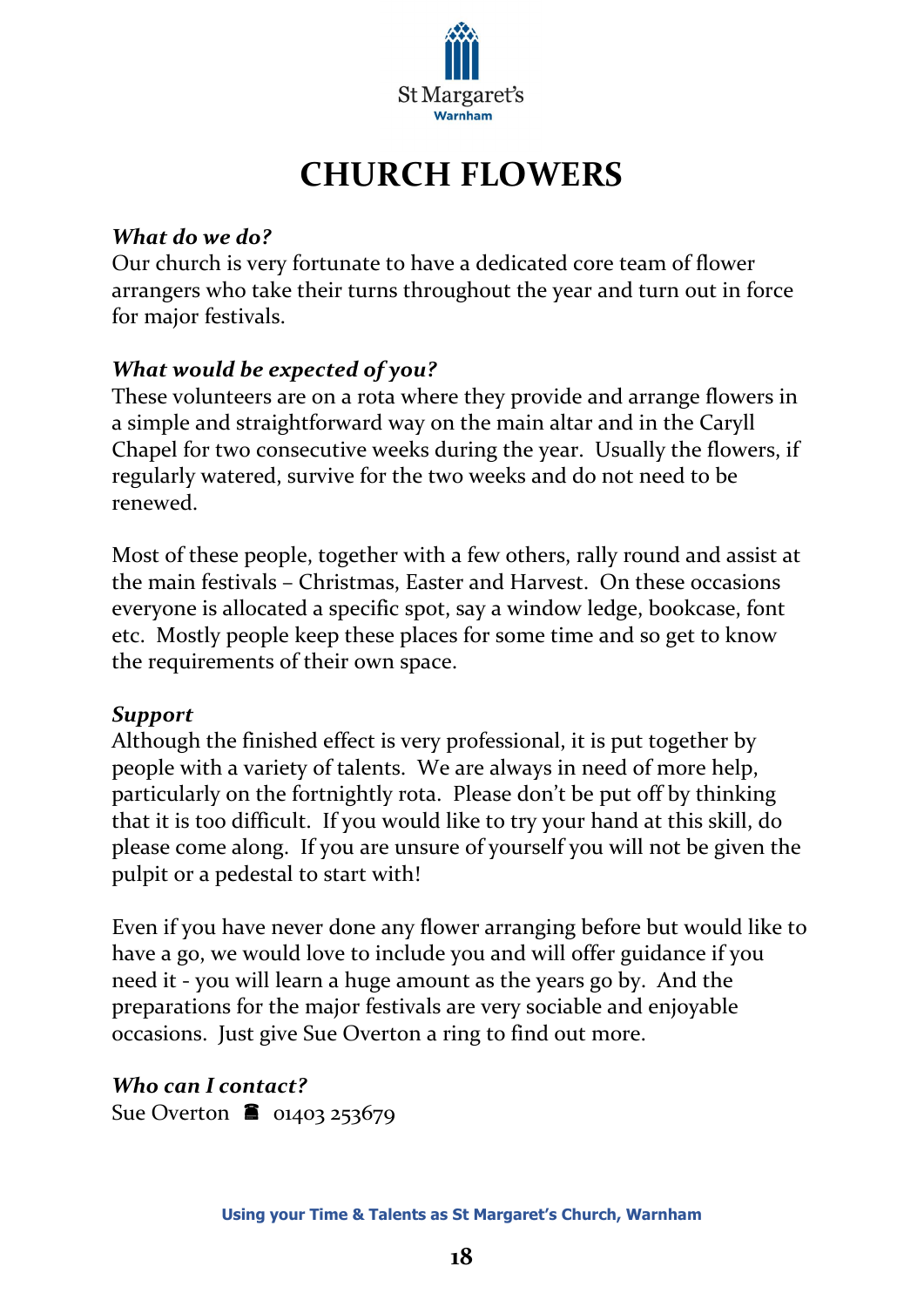# CHURCH FLOWERS

***What do we do?***

Our church is very fortunate to have a dedicated core team of flower arrangers who take their turns throughout the year and turn out in force for major festivals.

***What would be expected of you?***

These volunteers are on a rota where they provide and arrange flowers in a simple and straightforward way on the main altar and in the Caryll Chapel for two consecutive weeks during the year. Usually the flowers, if regularly watered, survive for the two weeks and do not need to be renewed.

Most of these people, together with a few others, rally round and assist at the main festivals – Christmas, Easter and Harvest. On these occasions everyone is allocated a specific spot, say a window ledge, bookcase, font etc. Mostly people keep these places for some time and so get to know the requirements of their own space.

***Support***

Although the finished effect is very professional, it is put together by people with a variety of talents. We are always in need of more help, particularly on the fortnightly rota. Please don't be put off by thinking that it is too difficult. If you would like to try your hand at this skill, do please come along. If you are unsure of yourself you will not be given the pulpit or a pedestal to start with!

Even if you have never done any flower arranging before but would like to have a go, we would love to include you and will offer guidance if you need it - you will learn a huge amount as the years go by. And the preparations for the major festivals are very sociable and enjoyable occasions. Just give Sue Overton a ring to find out more.

***Who can I contact?***

Sue Overton ☎ 01403 253679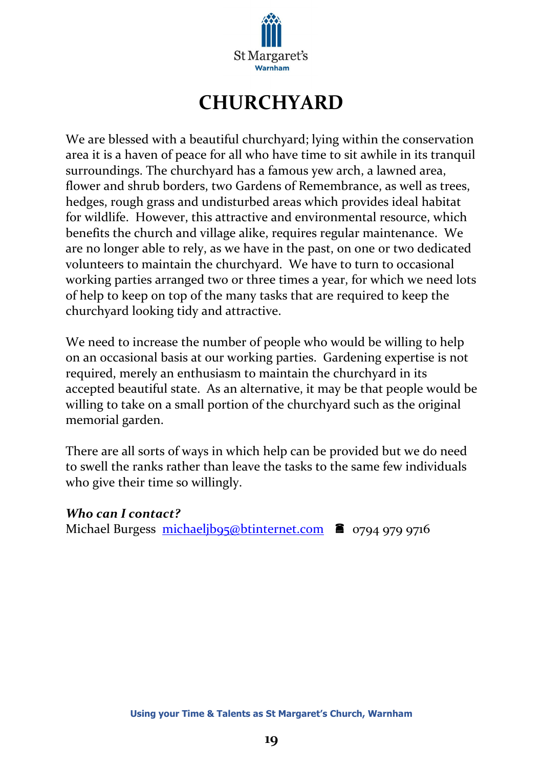# CHURCHYARD

We are blessed with a beautiful churchyard; lying within the conservation area it is a haven of peace for all who have time to sit awhile in its tranquil surroundings. The churchyard has a famous yew arch, a lawned area, flower and shrub borders, two Gardens of Remembrance, as well as trees, hedges, rough grass and undisturbed areas which provides ideal habitat for wildlife. However, this attractive and environmental resource, which benefits the church and village alike, requires regular maintenance. We are no longer able to rely, as we have in the past, on one or two dedicated volunteers to maintain the churchyard. We have to turn to occasional working parties arranged two or three times a year, for which we need lots of help to keep on top of the many tasks that are required to keep the churchyard looking tidy and attractive.

We need to increase the number of people who would be willing to help on an occasional basis at our working parties. Gardening expertise is not required, merely an enthusiasm to maintain the churchyard in its accepted beautiful state. As an alternative, it may be that people would be willing to take on a small portion of the churchyard such as the original memorial garden.

There are all sorts of ways in which help can be provided but we do need to swell the ranks rather than leave the tasks to the same few individuals who give their time so willingly.

***Who can I contact?***
Michael Burgess michaeljb95@btinternet.com ☎ 0794 979 9716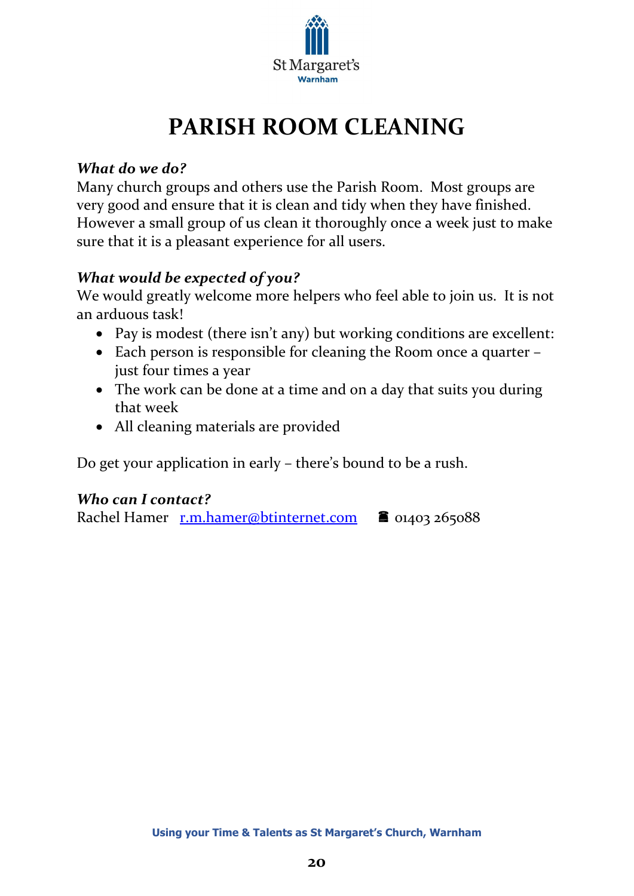St Margaret's
Warnham

# PARISH ROOM CLEANING

***What do we do?***

Many church groups and others use the Parish Room. Most groups are very good and ensure that it is clean and tidy when they have finished. However a small group of us clean it thoroughly once a week just to make sure that it is a pleasant experience for all users.

***What would be expected of you?***

We would greatly welcome more helpers who feel able to join us. It is not an arduous task!

- Pay is modest (there isn't any) but working conditions are excellent:
- Each person is responsible for cleaning the Room once a quarter – just four times a year
- The work can be done at a time and on a day that suits you during that week
- All cleaning materials are provided

Do get your application in early – there's bound to be a rush.

***Who can I contact?***

Rachel Hamer [r.m.hamer@btinternet.com](mailto:r.m.hamer@btinternet.com) ☎ 01403 265088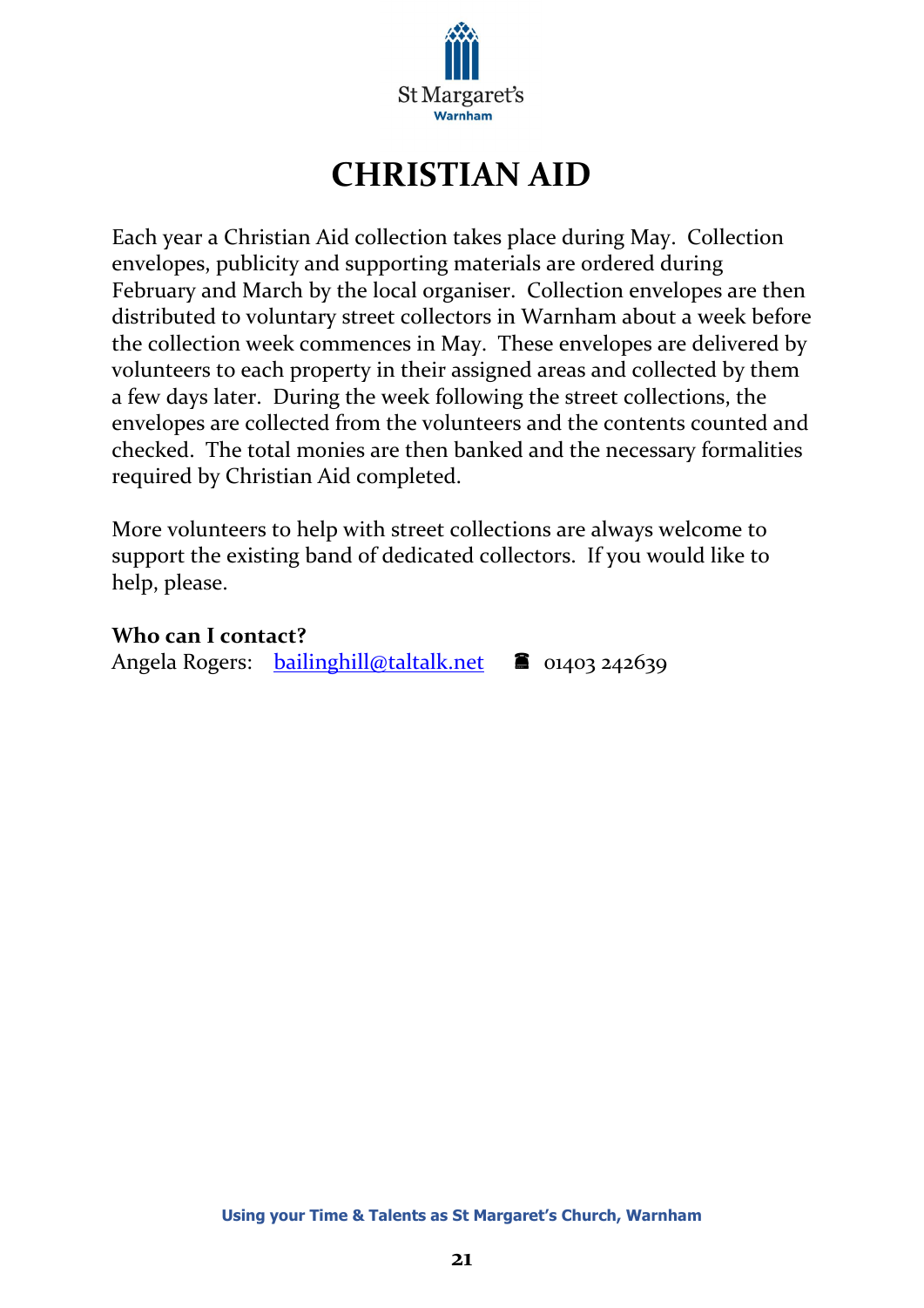St Margaret's
Warnham

# CHRISTIAN AID

Each year a Christian Aid collection takes place during May. Collection envelopes, publicity and supporting materials are ordered during February and March by the local organiser. Collection envelopes are then distributed to voluntary street collectors in Warnham about a week before the collection week commences in May. These envelopes are delivered by volunteers to each property in their assigned areas and collected by them a few days later. During the week following the street collections, the envelopes are collected from the volunteers and the contents counted and checked. The total monies are then banked and the necessary formalities required by Christian Aid completed.

More volunteers to help with street collections are always welcome to support the existing band of dedicated collectors. If you would like to help, please.

**Who can I contact?**
Angela Rogers: bailinghill@taltalk.net ☎ 01403 242639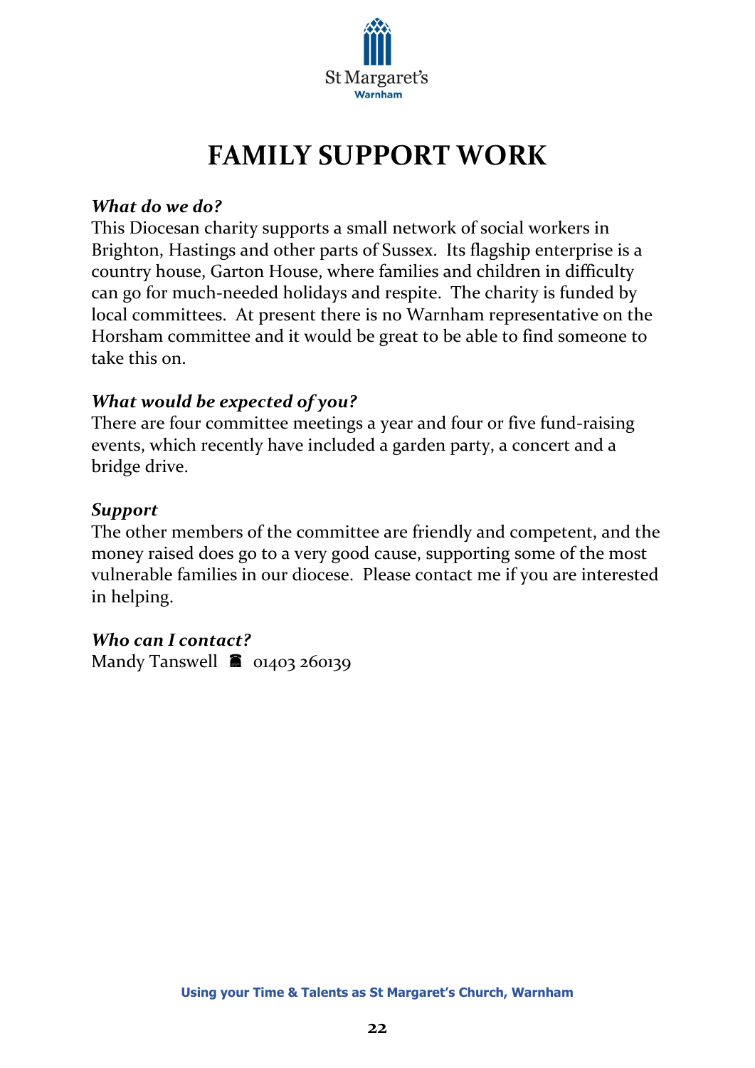# FAMILY SUPPORT WORK

***What do we do?***

This Diocesan charity supports a small network of social workers in Brighton, Hastings and other parts of Sussex. Its flagship enterprise is a country house, Garton House, where families and children in difficulty can go for much-needed holidays and respite. The charity is funded by local committees. At present there is no Warnham representative on the Horsham committee and it would be great to be able to find someone to take this on.

***What would be expected of you?***

There are four committee meetings a year and four or five fund-raising events, which recently have included a garden party, a concert and a bridge drive.

***Support***

The other members of the committee are friendly and competent, and the money raised does go to a very good cause, supporting some of the most vulnerable families in our diocese. Please contact me if you are interested in helping.

***Who can I contact?***

Mandy Tanswell ☎ 01403 260139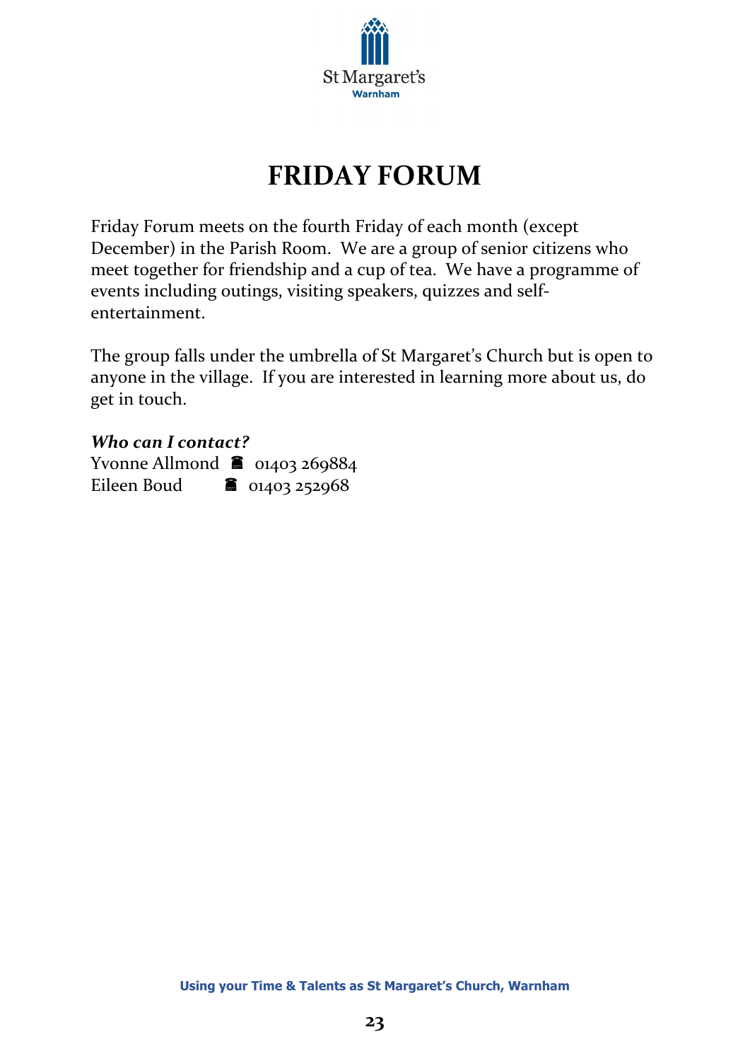# FRIDAY FORUM

Friday Forum meets on the fourth Friday of each month (except December) in the Parish Room. We are a group of senior citizens who meet together for friendship and a cup of tea. We have a programme of events including outings, visiting speakers, quizzes and self-entertainment.

The group falls under the umbrella of St Margaret's Church but is open to anyone in the village. If you are interested in learning more about us, do get in touch.

***Who can I contact?***

Yvonne Allmond ☎ 01403 269884
Eileen Boud ☎ 01403 252968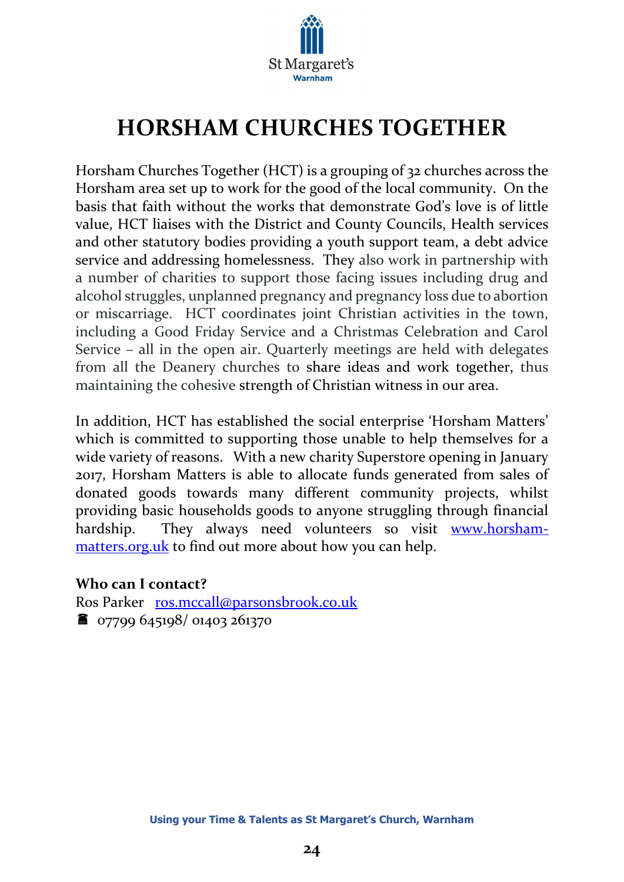# HORSHAM CHURCHES TOGETHER

Horsham Churches Together (HCT) is a grouping of 32 churches across the Horsham area set up to work for the good of the local community. On the basis that faith without the works that demonstrate God's love is of little value, HCT liaises with the District and County Councils, Health services and other statutory bodies providing a youth support team, a debt advice service and addressing homelessness. They also work in partnership with a number of charities to support those facing issues including drug and alcohol struggles, unplanned pregnancy and pregnancy loss due to abortion or miscarriage. HCT coordinates joint Christian activities in the town, including a Good Friday Service and a Christmas Celebration and Carol Service – all in the open air. Quarterly meetings are held with delegates from all the Deanery churches to share ideas and work together, thus maintaining the cohesive strength of Christian witness in our area.

In addition, HCT has established the social enterprise 'Horsham Matters' which is committed to supporting those unable to help themselves for a wide variety of reasons. With a new charity Superstore opening in January 2017, Horsham Matters is able to allocate funds generated from sales of donated goods towards many different community projects, whilst providing basic households goods to anyone struggling through financial hardship. They always need volunteers so visit [www.horsham-matters.org.uk](http://www.horsham-matters.org.uk) to find out more about how you can help.

**Who can I contact?**

Ros Parker [ros.mccall@parsonsbrook.co.uk](mailto:ros.mccall@parsonsbrook.co.uk)

☎ 07799 645198/ 01403 261370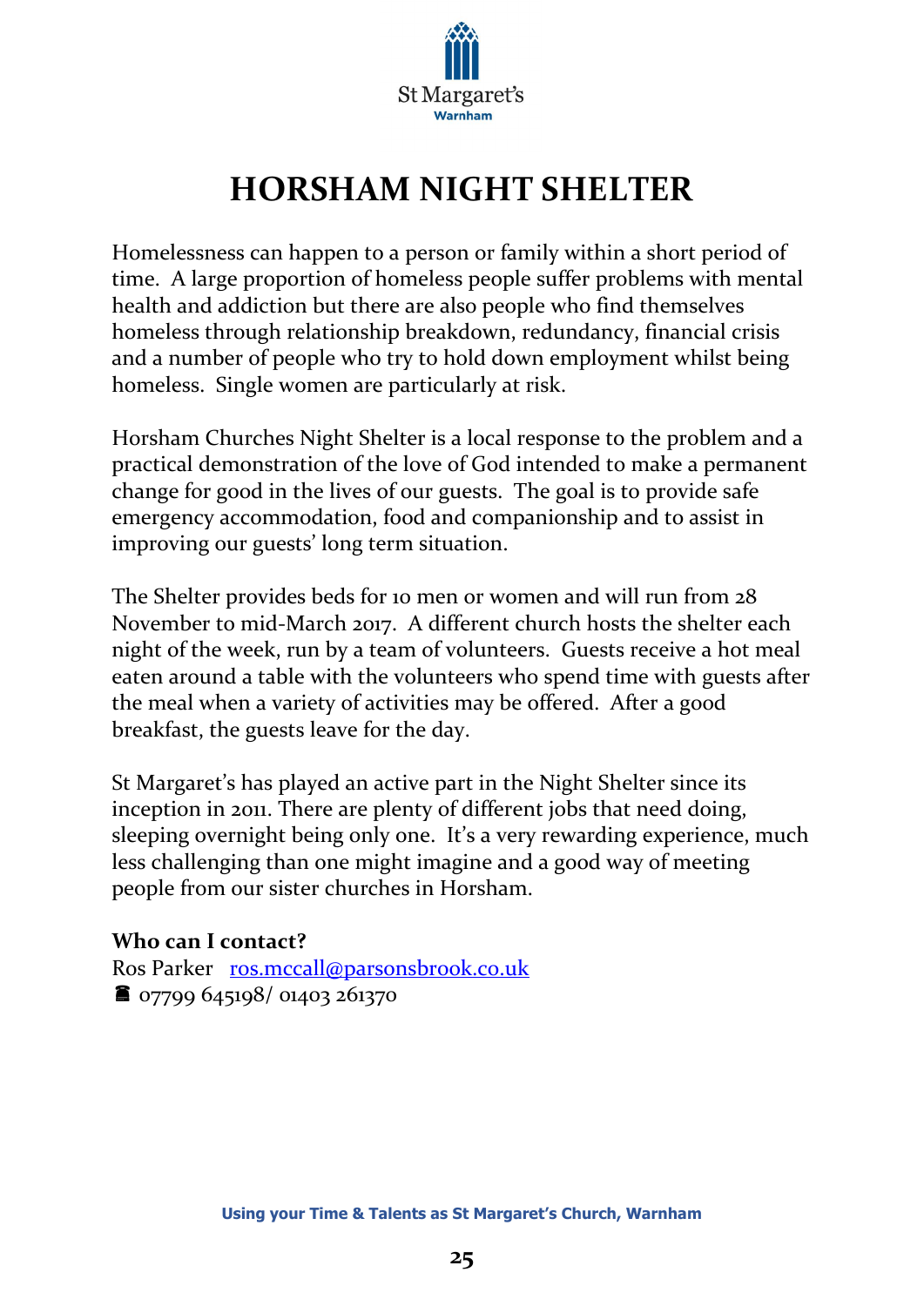# HORSHAM NIGHT SHELTER

Homelessness can happen to a person or family within a short period of time. A large proportion of homeless people suffer problems with mental health and addiction but there are also people who find themselves homeless through relationship breakdown, redundancy, financial crisis and a number of people who try to hold down employment whilst being homeless. Single women are particularly at risk.

Horsham Churches Night Shelter is a local response to the problem and a practical demonstration of the love of God intended to make a permanent change for good in the lives of our guests. The goal is to provide safe emergency accommodation, food and companionship and to assist in improving our guests' long term situation.

The Shelter provides beds for 10 men or women and will run from 28 November to mid-March 2017. A different church hosts the shelter each night of the week, run by a team of volunteers. Guests receive a hot meal eaten around a table with the volunteers who spend time with guests after the meal when a variety of activities may be offered. After a good breakfast, the guests leave for the day.

St Margaret's has played an active part in the Night Shelter since its inception in 2011. There are plenty of different jobs that need doing, sleeping overnight being only one. It's a very rewarding experience, much less challenging than one might imagine and a good way of meeting people from our sister churches in Horsham.

**Who can I contact?**

Ros Parker ros.mccall@parsonsbrook.co.uk

☎ 07799 645198/ 01403 261370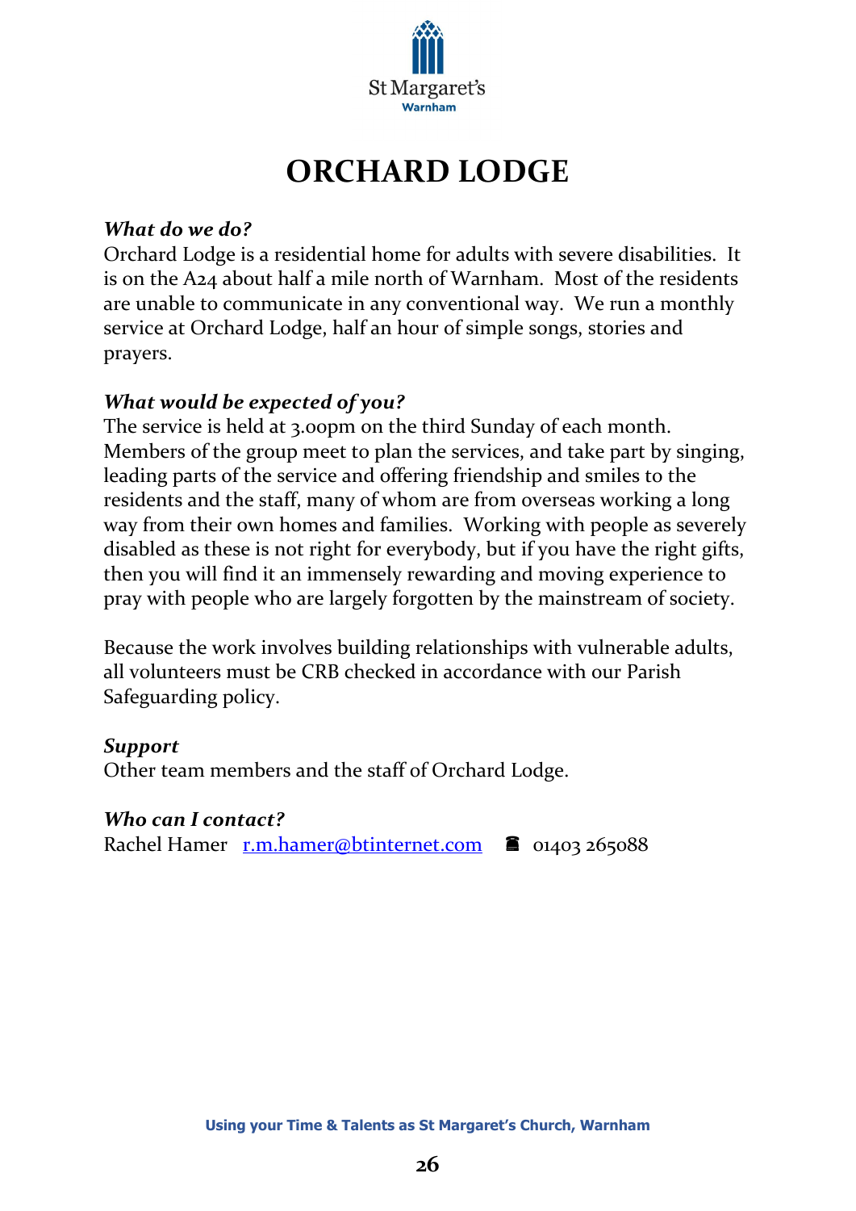# ORCHARD LODGE

***What do we do?***

Orchard Lodge is a residential home for adults with severe disabilities. It is on the A24 about half a mile north of Warnham. Most of the residents are unable to communicate in any conventional way. We run a monthly service at Orchard Lodge, half an hour of simple songs, stories and prayers.

***What would be expected of you?***

The service is held at 3.00pm on the third Sunday of each month. Members of the group meet to plan the services, and take part by singing, leading parts of the service and offering friendship and smiles to the residents and the staff, many of whom are from overseas working a long way from their own homes and families. Working with people as severely disabled as these is not right for everybody, but if you have the right gifts, then you will find it an immensely rewarding and moving experience to pray with people who are largely forgotten by the mainstream of society.

Because the work involves building relationships with vulnerable adults, all volunteers must be CRB checked in accordance with our Parish Safeguarding policy.

***Support***

Other team members and the staff of Orchard Lodge.

***Who can I contact?***

Rachel Hamer   r.m.hamer@btinternet.com   ☎ 01403 265088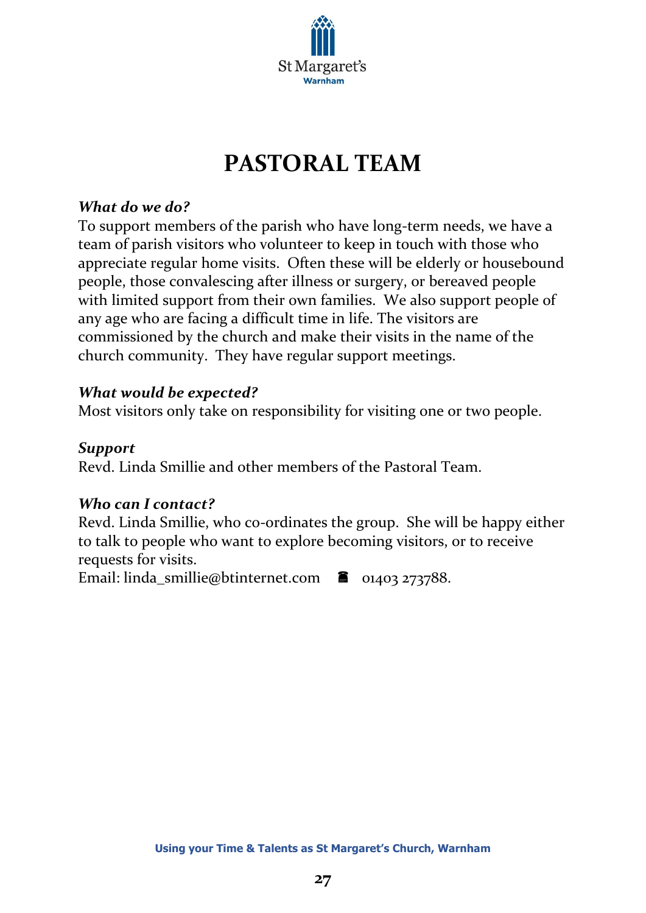# PASTORAL TEAM

***What do we do?***

To support members of the parish who have long-term needs, we have a team of parish visitors who volunteer to keep in touch with those who appreciate regular home visits. Often these will be elderly or housebound people, those convalescing after illness or surgery, or bereaved people with limited support from their own families. We also support people of any age who are facing a difficult time in life. The visitors are commissioned by the church and make their visits in the name of the church community. They have regular support meetings.

***What would be expected?***

Most visitors only take on responsibility for visiting one or two people.

***Support***

Revd. Linda Smillie and other members of the Pastoral Team.

***Who can I contact?***

Revd. Linda Smillie, who co-ordinates the group. She will be happy either to talk to people who want to explore becoming visitors, or to receive requests for visits.

Email: linda_smillie@btinternet.com ☎ 01403 273788.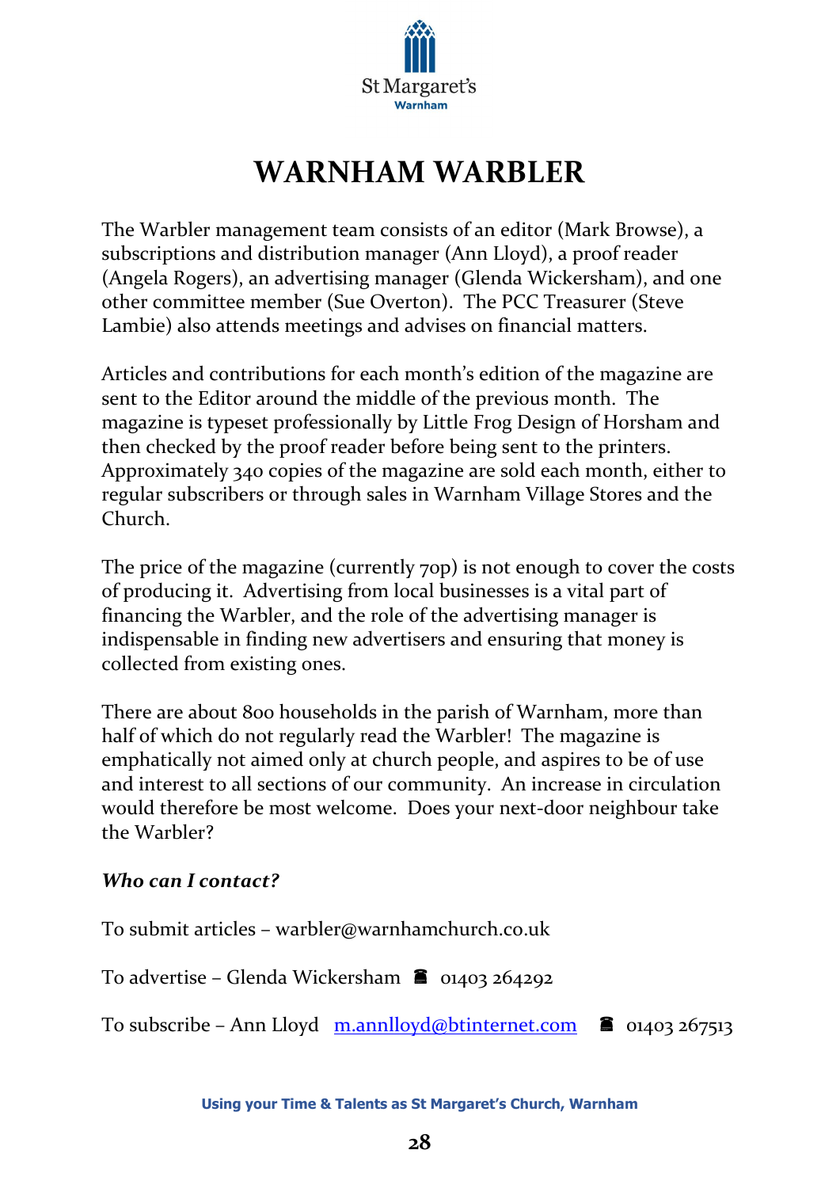St Margaret's
Warnham

# WARNHAM WARBLER

The Warbler management team consists of an editor (Mark Browse), a subscriptions and distribution manager (Ann Lloyd), a proof reader (Angela Rogers), an advertising manager (Glenda Wickersham), and one other committee member (Sue Overton). The PCC Treasurer (Steve Lambie) also attends meetings and advises on financial matters.

Articles and contributions for each month's edition of the magazine are sent to the Editor around the middle of the previous month. The magazine is typeset professionally by Little Frog Design of Horsham and then checked by the proof reader before being sent to the printers. Approximately 340 copies of the magazine are sold each month, either to regular subscribers or through sales in Warnham Village Stores and the Church.

The price of the magazine (currently 70p) is not enough to cover the costs of producing it. Advertising from local businesses is a vital part of financing the Warbler, and the role of the advertising manager is indispensable in finding new advertisers and ensuring that money is collected from existing ones.

There are about 800 households in the parish of Warnham, more than half of which do not regularly read the Warbler! The magazine is emphatically not aimed only at church people, and aspires to be of use and interest to all sections of our community. An increase in circulation would therefore be most welcome. Does your next-door neighbour take the Warbler?

***Who can I contact?***

To submit articles – warbler@warnhamchurch.co.uk

To advertise – Glenda Wickersham ☎ 01403 264292

To subscribe – Ann Lloyd m.annlloyd@btinternet.com ☎ 01403 267513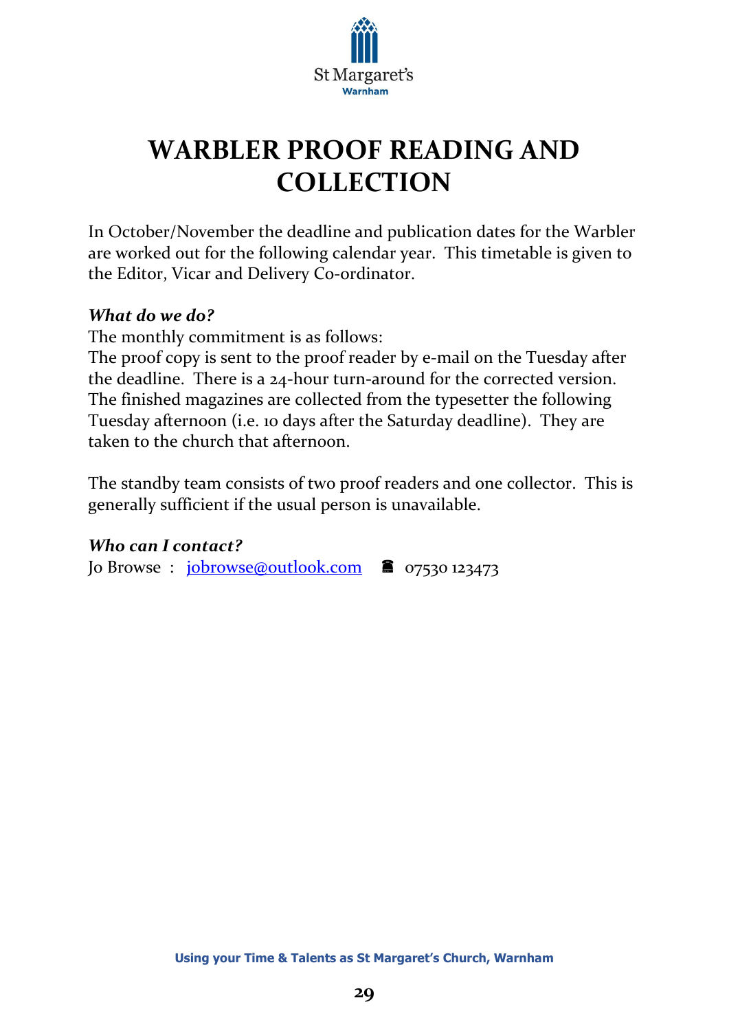# WARBLER PROOF READING AND COLLECTION

In October/November the deadline and publication dates for the Warbler are worked out for the following calendar year. This timetable is given to the Editor, Vicar and Delivery Co-ordinator.

***What do we do?***

The monthly commitment is as follows:
The proof copy is sent to the proof reader by e-mail on the Tuesday after the deadline. There is a 24-hour turn-around for the corrected version. The finished magazines are collected from the typesetter the following Tuesday afternoon (i.e. 10 days after the Saturday deadline). They are taken to the church that afternoon.

The standby team consists of two proof readers and one collector. This is generally sufficient if the usual person is unavailable.

***Who can I contact?***

Jo Browse : jobrowse@outlook.com ☎ 07530 123473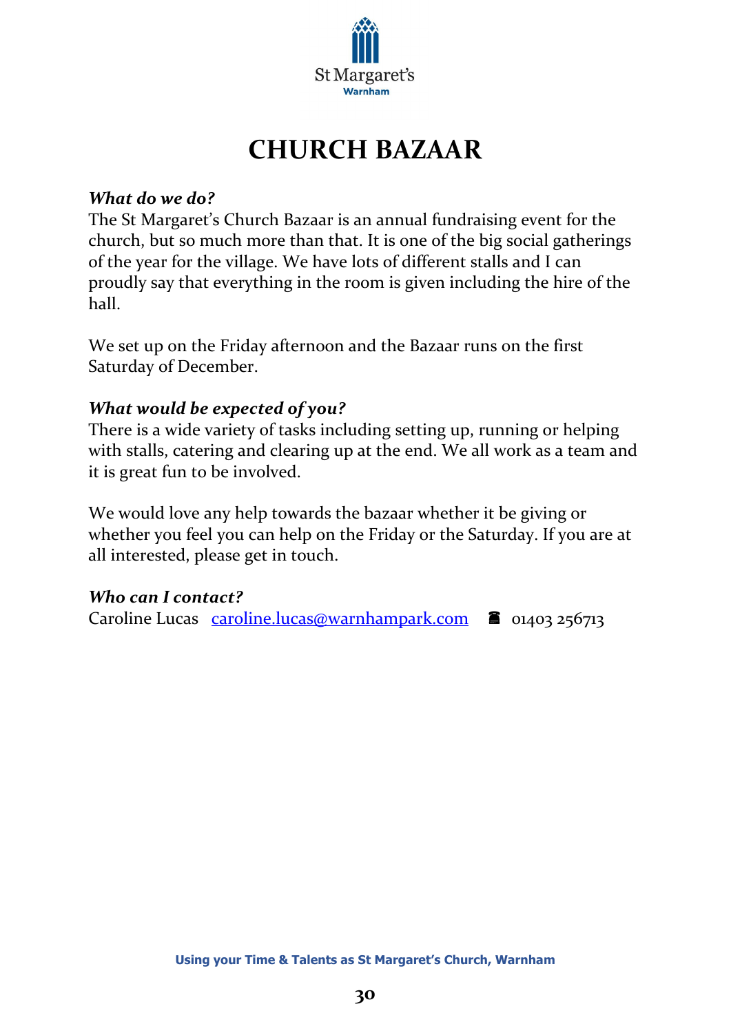# CHURCH BAZAAR

***What do we do?***

The St Margaret's Church Bazaar is an annual fundraising event for the church, but so much more than that. It is one of the big social gatherings of the year for the village. We have lots of different stalls and I can proudly say that everything in the room is given including the hire of the hall.

We set up on the Friday afternoon and the Bazaar runs on the first Saturday of December.

***What would be expected of you?***

There is a wide variety of tasks including setting up, running or helping with stalls, catering and clearing up at the end. We all work as a team and it is great fun to be involved.

We would love any help towards the bazaar whether it be giving or whether you feel you can help on the Friday or the Saturday. If you are at all interested, please get in touch.

***Who can I contact?***

Caroline Lucas caroline.lucas@warnhampark.com ☎ 01403 256713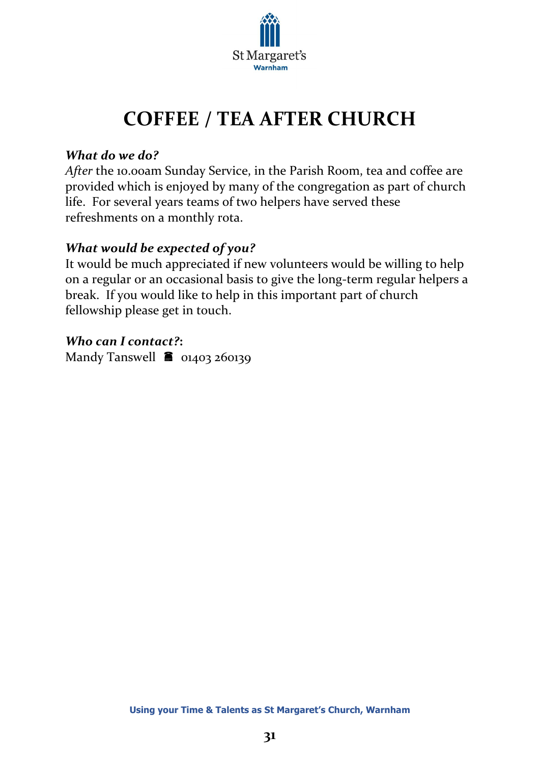# COFFEE / TEA AFTER CHURCH

***What do we do?***

*After* the 10.00am Sunday Service, in the Parish Room, tea and coffee are provided which is enjoyed by many of the congregation as part of church life. For several years teams of two helpers have served these refreshments on a monthly rota.

***What would be expected of you?***

It would be much appreciated if new volunteers would be willing to help on a regular or an occasional basis to give the long-term regular helpers a break. If you would like to help in this important part of church fellowship please get in touch.

***Who can I contact?*:**

Mandy Tanswell ☎ 01403 260139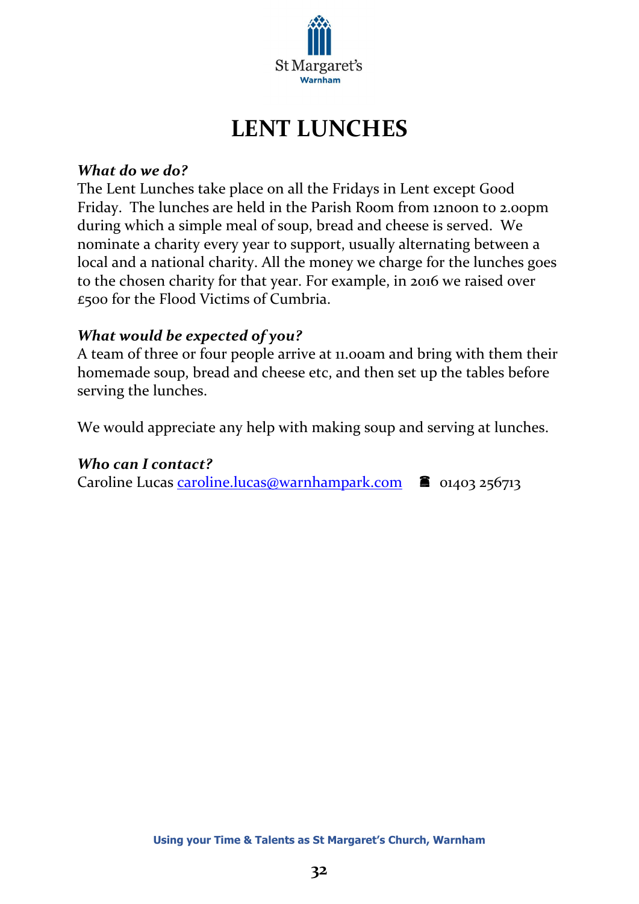St Margaret's
Warnham

# LENT LUNCHES

***What do we do?***

The Lent Lunches take place on all the Fridays in Lent except Good Friday. The lunches are held in the Parish Room from 12noon to 2.00pm during which a simple meal of soup, bread and cheese is served. We nominate a charity every year to support, usually alternating between a local and a national charity. All the money we charge for the lunches goes to the chosen charity for that year. For example, in 2016 we raised over £500 for the Flood Victims of Cumbria.

***What would be expected of you?***

A team of three or four people arrive at 11.00am and bring with them their homemade soup, bread and cheese etc, and then set up the tables before serving the lunches.

We would appreciate any help with making soup and serving at lunches.

***Who can I contact?***

Caroline Lucas caroline.lucas@warnhampark.com ☎ 01403 256713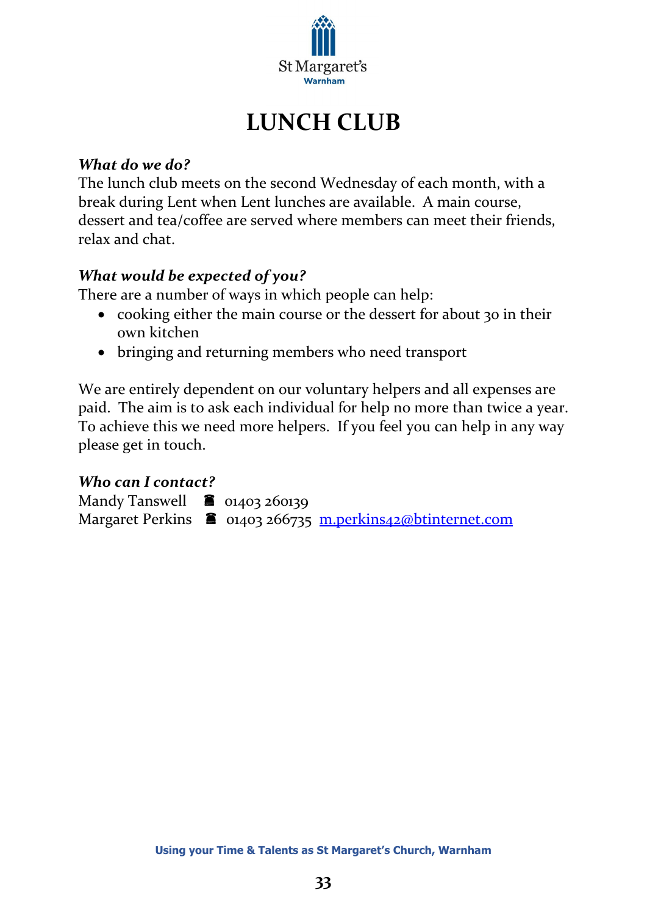St Margaret's
Warnham

# LUNCH CLUB

***What do we do?***
The lunch club meets on the second Wednesday of each month, with a break during Lent when Lent lunches are available. A main course, dessert and tea/coffee are served where members can meet their friends, relax and chat.

***What would be expected of you?***
There are a number of ways in which people can help:

- cooking either the main course or the dessert for about 30 in their own kitchen
- bringing and returning members who need transport

We are entirely dependent on our voluntary helpers and all expenses are paid. The aim is to ask each individual for help no more than twice a year. To achieve this we need more helpers. If you feel you can help in any way please get in touch.

***Who can I contact?***
Mandy Tanswell ☎ 01403 260139
Margaret Perkins ☎ 01403 266735 m.perkins42@btinternet.com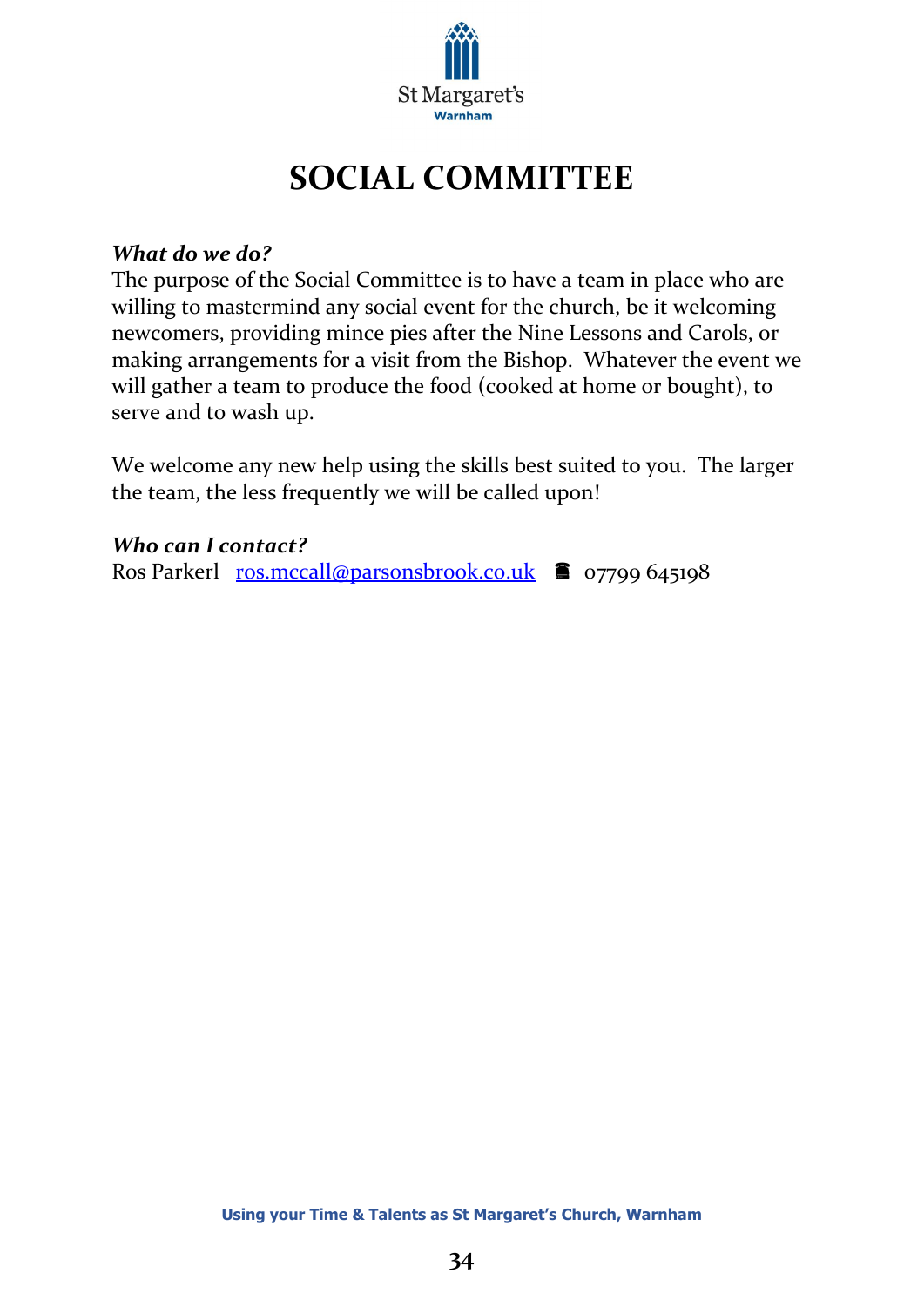St Margaret's
Warnham

# SOCIAL COMMITTEE

***What do we do?***

The purpose of the Social Committee is to have a team in place who are willing to mastermind any social event for the church, be it welcoming newcomers, providing mince pies after the Nine Lessons and Carols, or making arrangements for a visit from the Bishop. Whatever the event we will gather a team to produce the food (cooked at home or bought), to serve and to wash up.

We welcome any new help using the skills best suited to you. The larger the team, the less frequently we will be called upon!

***Who can I contact?***

Ros Parkerl [ros.mccall@parsonsbrook.co.uk](mailto:ros.mccall@parsonsbrook.co.uk) ☎ 07799 645198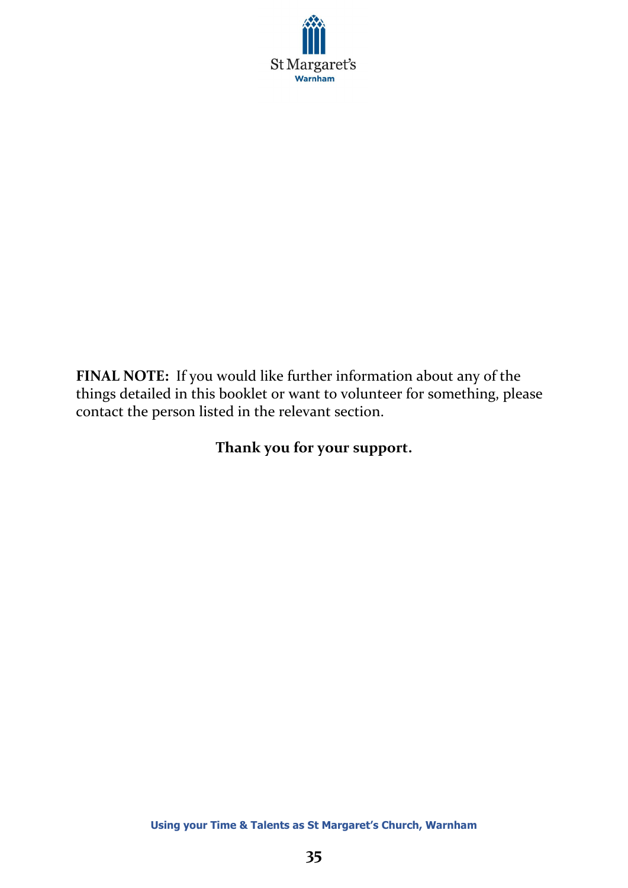**FINAL NOTE:** If you would like further information about any of the things detailed in this booklet or want to volunteer for something, please contact the person listed in the relevant section.

**Thank you for your support.**